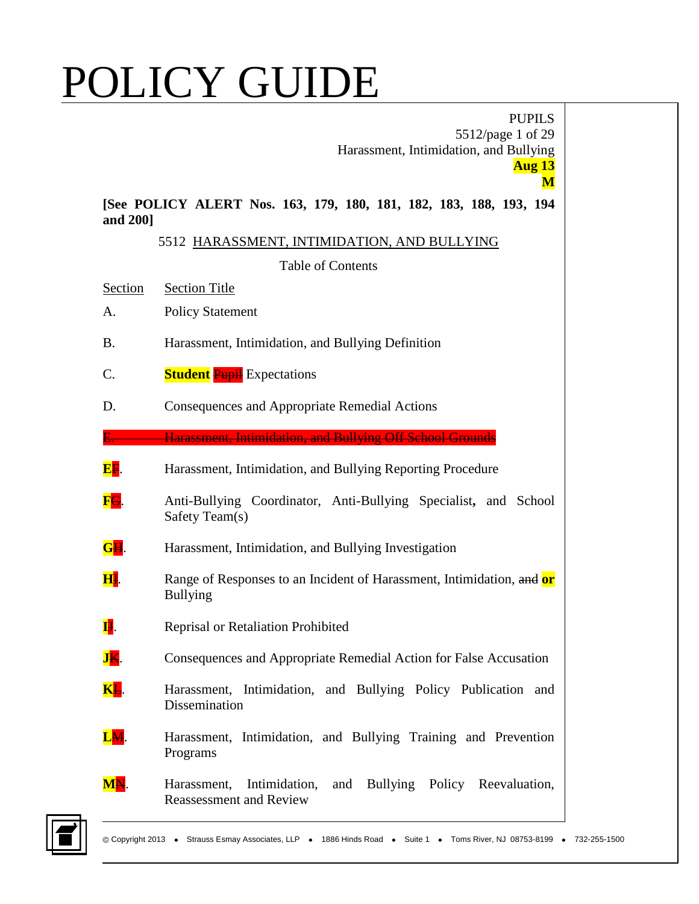# POLICY GUIDE

PUPILS
Harassment, Intimidation, and Bullying
**Aug 13**
**M**

**[See POLICY ALERT Nos. 163, 179, 180, 181, 182, 183, 188, 193, 194 and 200]**

5512 HARASSMENT, INTIMIDATION, AND BULLYING

Table of Contents

| Section | Section Title |
| --- | --- |
| A. | Policy Statement |
| B. | Harassment, Intimidation, and Bullying Definition |
| C. | **Student** ~~Pupil~~ Expectations |
| D. | Consequences and Appropriate Remedial Actions |
| ~~E.~~ | ~~Harassment, Intimidation, and Bullying Off School Grounds~~ |
| **E**~~F~~. | Harassment, Intimidation, and Bullying Reporting Procedure |
| **F**~~G~~. | Anti-Bullying Coordinator, Anti-Bullying Specialist**,** and School Safety Team(s) |
| **G**~~H~~. | Harassment, Intimidation, and Bullying Investigation |
| **H**~~I~~. | Range of Responses to an Incident of Harassment, Intimidation, ~~and~~ **or** Bullying |
| **I**~~J~~. | Reprisal or Retaliation Prohibited |
| **J**~~K~~. | Consequences and Appropriate Remedial Action for False Accusation |
| **K**~~L~~. | Harassment, Intimidation, and Bullying Policy Publication and Dissemination |
| **L**~~M~~. | Harassment, Intimidation, and Bullying Training and Prevention Programs |
| **M**~~N~~. | Harassment, Intimidation, and Bullying Policy Reevaluation, Reassessment and Review |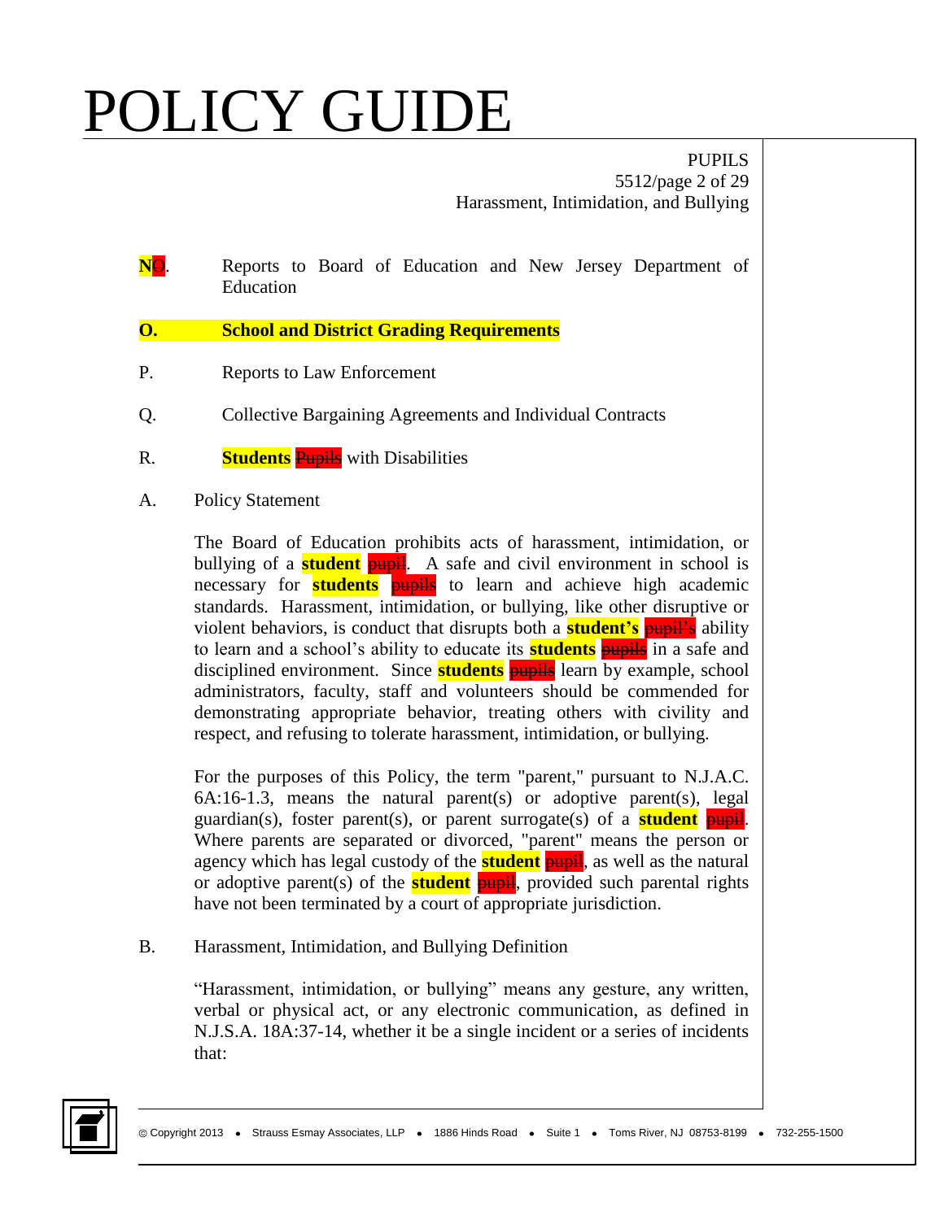**N**~~O~~. Reports to Board of Education and New Jersey Department of Education

**O. School and District Grading Requirements**

P. Reports to Law Enforcement

Q. Collective Bargaining Agreements and Individual Contracts

R. **Students** ~~Pupils~~ with Disabilities

A. Policy Statement

The Board of Education prohibits acts of harassment, intimidation, or bullying of a **student** ~~pupil~~. A safe and civil environment in school is necessary for **students** ~~pupils~~ to learn and achieve high academic standards. Harassment, intimidation, or bullying, like other disruptive or violent behaviors, is conduct that disrupts both a **student's** ~~pupil's~~ ability to learn and a school's ability to educate its **students** ~~pupils~~ in a safe and disciplined environment. Since **students** ~~pupils~~ learn by example, school administrators, faculty, staff and volunteers should be commended for demonstrating appropriate behavior, treating others with civility and respect, and refusing to tolerate harassment, intimidation, or bullying.

For the purposes of this Policy, the term "parent," pursuant to N.J.A.C. 6A:16-1.3, means the natural parent(s) or adoptive parent(s), legal guardian(s), foster parent(s), or parent surrogate(s) of a **student** ~~pupil~~. Where parents are separated or divorced, "parent" means the person or agency which has legal custody of the **student** ~~pupil~~, as well as the natural or adoptive parent(s) of the **student** ~~pupil~~, provided such parental rights have not been terminated by a court of appropriate jurisdiction.

B. Harassment, Intimidation, and Bullying Definition

"Harassment, intimidation, or bullying" means any gesture, any written, verbal or physical act, or any electronic communication, as defined in N.J.S.A. 18A:37-14, whether it be a single incident or a series of incidents that: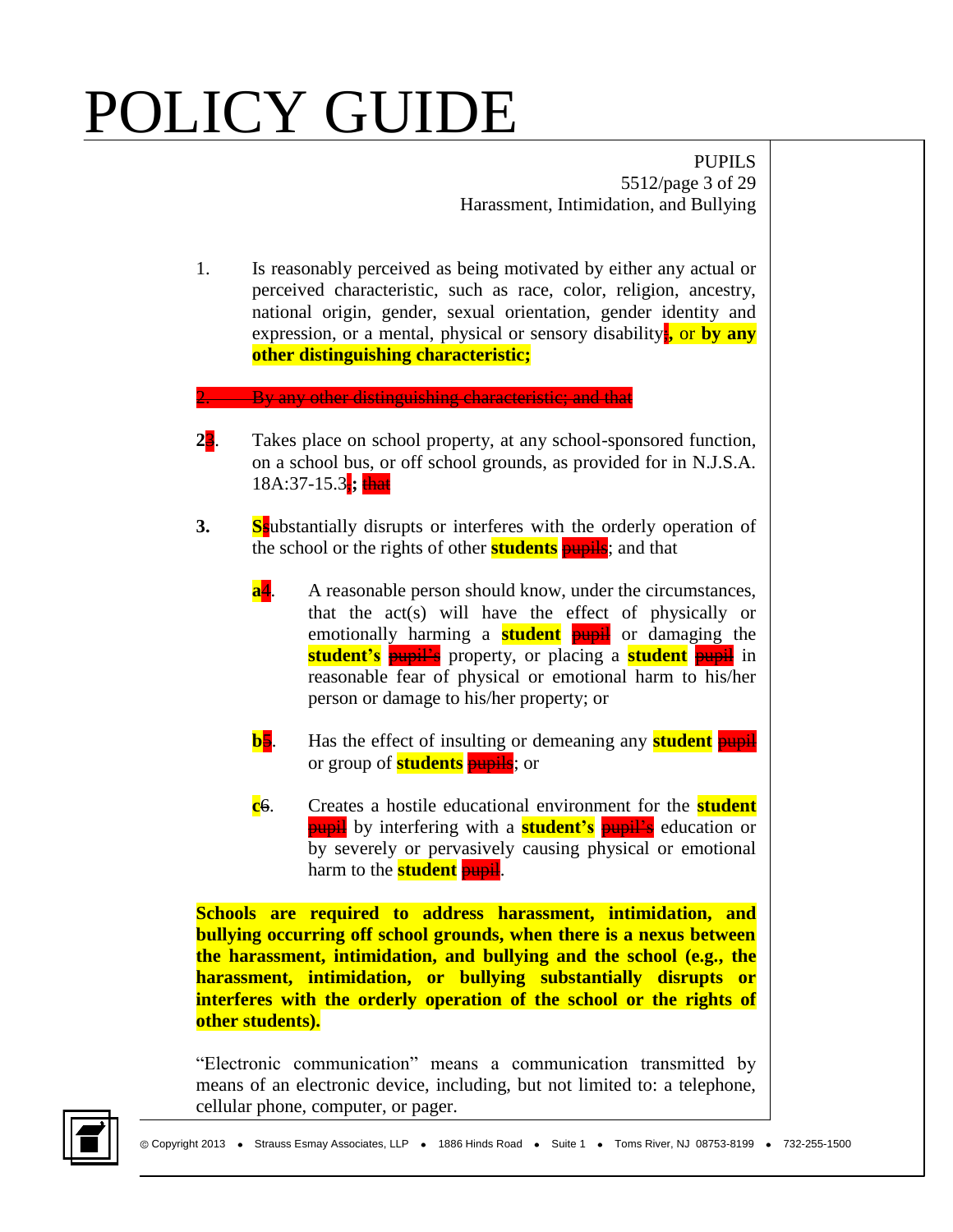1. Is reasonably perceived as being motivated by either any actual or perceived characteristic, such as race, color, religion, ancestry, national origin, gender, sexual orientation, gender identity and expression, or a mental, physical or sensory disability;, or **by any other distinguishing characteristic;**

~~2. By any other distinguishing characteristic; and that~~

**2**~~3~~. Takes place on school property, at any school-sponsored function, on a school bus, or off school grounds, as provided for in N.J.S.A. 18A:37-15.3~~;~~**;** ~~that~~

**3.** **S**~~s~~ubstantially disrupts or interferes with the orderly operation of the school or the rights of other **students** ~~pupils~~; and that

   **a**~~4~~. A reasonable person should know, under the circumstances, that the act(s) will have the effect of physically or emotionally harming a **student** ~~pupil~~ or damaging the **student's** ~~pupil's~~ property, or placing a **student** ~~pupil~~ in reasonable fear of physical or emotional harm to his/her person or damage to his/her property; or

   **b**~~5~~. Has the effect of insulting or demeaning any **student** ~~pupil~~ or group of **students** ~~pupils~~; or

   **c**~~6~~. Creates a hostile educational environment for the **student** ~~pupil~~ by interfering with a **student's** ~~pupil's~~ education or by severely or pervasively causing physical or emotional harm to the **student** ~~pupil~~.

**Schools are required to address harassment, intimidation, and bullying occurring off school grounds, when there is a nexus between the harassment, intimidation, and bullying and the school (e.g., the harassment, intimidation, or bullying substantially disrupts or interferes with the orderly operation of the school or the rights of other students).**

"Electronic communication" means a communication transmitted by means of an electronic device, including, but not limited to: a telephone, cellular phone, computer, or pager.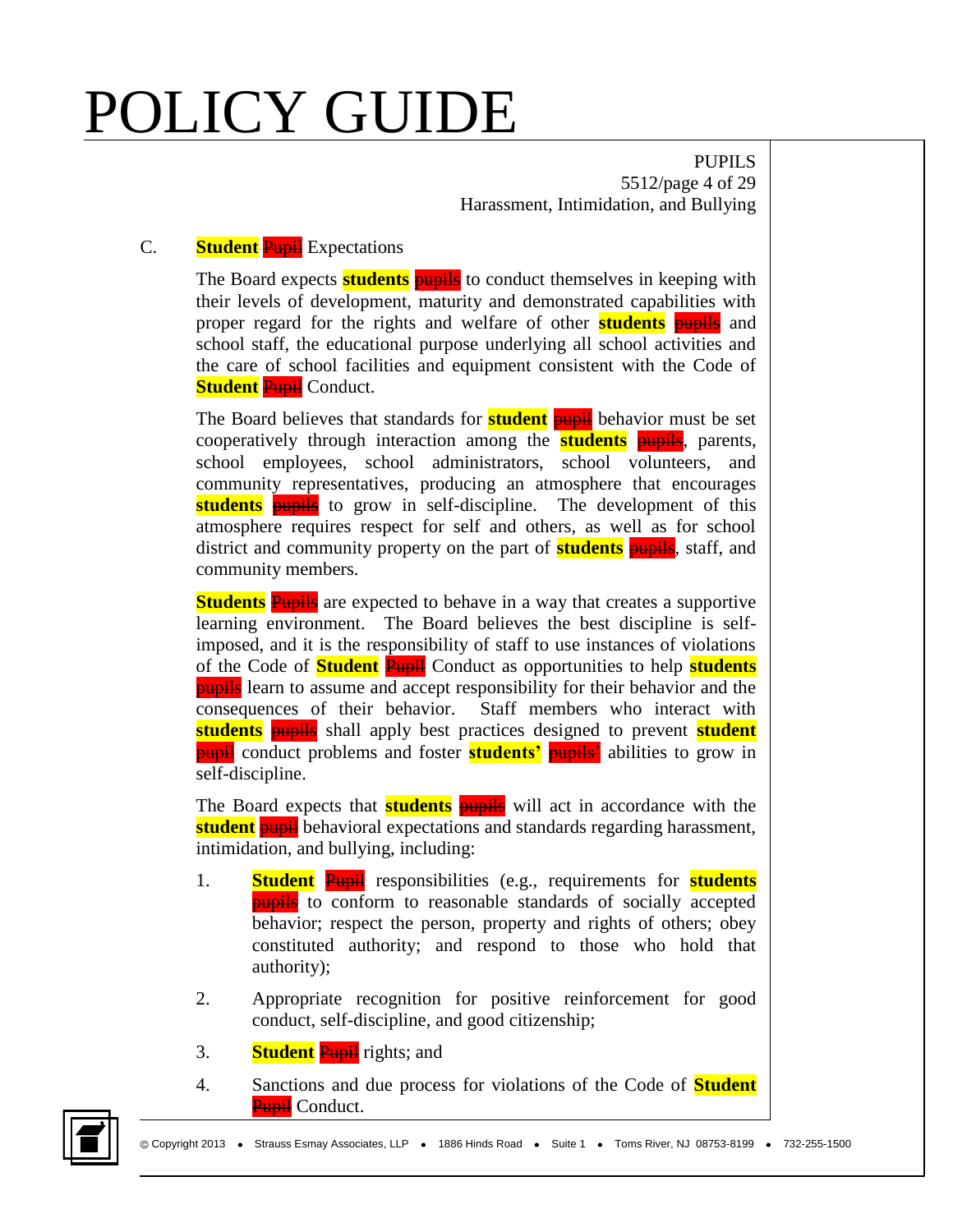C. **Student** ~~Pupil~~ Expectations

The Board expects **students** ~~pupils~~ to conduct themselves in keeping with their levels of development, maturity and demonstrated capabilities with proper regard for the rights and welfare of other **students** ~~pupils~~ and school staff, the educational purpose underlying all school activities and the care of school facilities and equipment consistent with the Code of **Student** ~~Pupil~~ Conduct.

The Board believes that standards for **student** ~~pupil~~ behavior must be set cooperatively through interaction among the **students** ~~pupils~~, parents, school employees, school administrators, school volunteers, and community representatives, producing an atmosphere that encourages **students** ~~pupils~~ to grow in self-discipline. The development of this atmosphere requires respect for self and others, as well as for school district and community property on the part of **students** ~~pupils~~, staff, and community members.

**Students** ~~Pupils~~ are expected to behave in a way that creates a supportive learning environment. The Board believes the best discipline is self-imposed, and it is the responsibility of staff to use instances of violations of the Code of **Student** ~~Pupil~~ Conduct as opportunities to help **students** ~~pupils~~ learn to assume and accept responsibility for their behavior and the consequences of their behavior. Staff members who interact with **students** ~~pupils~~ shall apply best practices designed to prevent **student** ~~pupil~~ conduct problems and foster **students'** ~~pupils'~~ abilities to grow in self-discipline.

The Board expects that **students** ~~pupils~~ will act in accordance with the **student** ~~pupil~~ behavioral expectations and standards regarding harassment, intimidation, and bullying, including:

1. **Student** ~~Pupil~~ responsibilities (e.g., requirements for **students** ~~pupils~~ to conform to reasonable standards of socially accepted behavior; respect the person, property and rights of others; obey constituted authority; and respond to those who hold that authority);

2. Appropriate recognition for positive reinforcement for good conduct, self-discipline, and good citizenship;

3. **Student** ~~Pupil~~ rights; and

4. Sanctions and due process for violations of the Code of **Student** ~~Pupil~~ Conduct.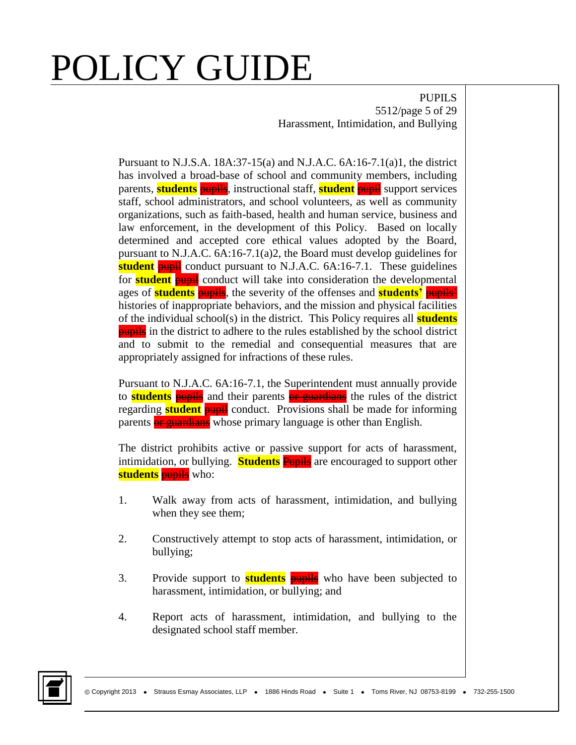Pursuant to N.J.S.A. 18A:37-15(a) and N.J.A.C. 6A:16-7.1(a)1, the district has involved a broad-base of school and community members, including parents, **students** ~~pupils~~, instructional staff, **student** ~~pupil~~ support services staff, school administrators, and school volunteers, as well as community organizations, such as faith-based, health and human service, business and law enforcement, in the development of this Policy. Based on locally determined and accepted core ethical values adopted by the Board, pursuant to N.J.A.C. 6A:16-7.1(a)2, the Board must develop guidelines for **student** ~~pupil~~ conduct pursuant to N.J.A.C. 6A:16-7.1. These guidelines for **student** ~~pupil~~ conduct will take into consideration the developmental ages of **students** ~~pupils~~, the severity of the offenses and **students'** ~~pupils'~~ histories of inappropriate behaviors, and the mission and physical facilities of the individual school(s) in the district. This Policy requires all **students** ~~pupils~~ in the district to adhere to the rules established by the school district and to submit to the remedial and consequential measures that are appropriately assigned for infractions of these rules.

Pursuant to N.J.A.C. 6A:16-7.1, the Superintendent must annually provide to **students** ~~pupils~~ and their parents ~~or guardians~~ the rules of the district regarding **student** ~~pupil~~ conduct. Provisions shall be made for informing parents ~~or guardians~~ whose primary language is other than English.

The district prohibits active or passive support for acts of harassment, intimidation, or bullying. **Students** ~~Pupils~~ are encouraged to support other **students** ~~pupils~~ who:

1. Walk away from acts of harassment, intimidation, and bullying when they see them;

2. Constructively attempt to stop acts of harassment, intimidation, or bullying;

3. Provide support to **students** ~~pupils~~ who have been subjected to harassment, intimidation, or bullying; and

4. Report acts of harassment, intimidation, and bullying to the designated school staff member.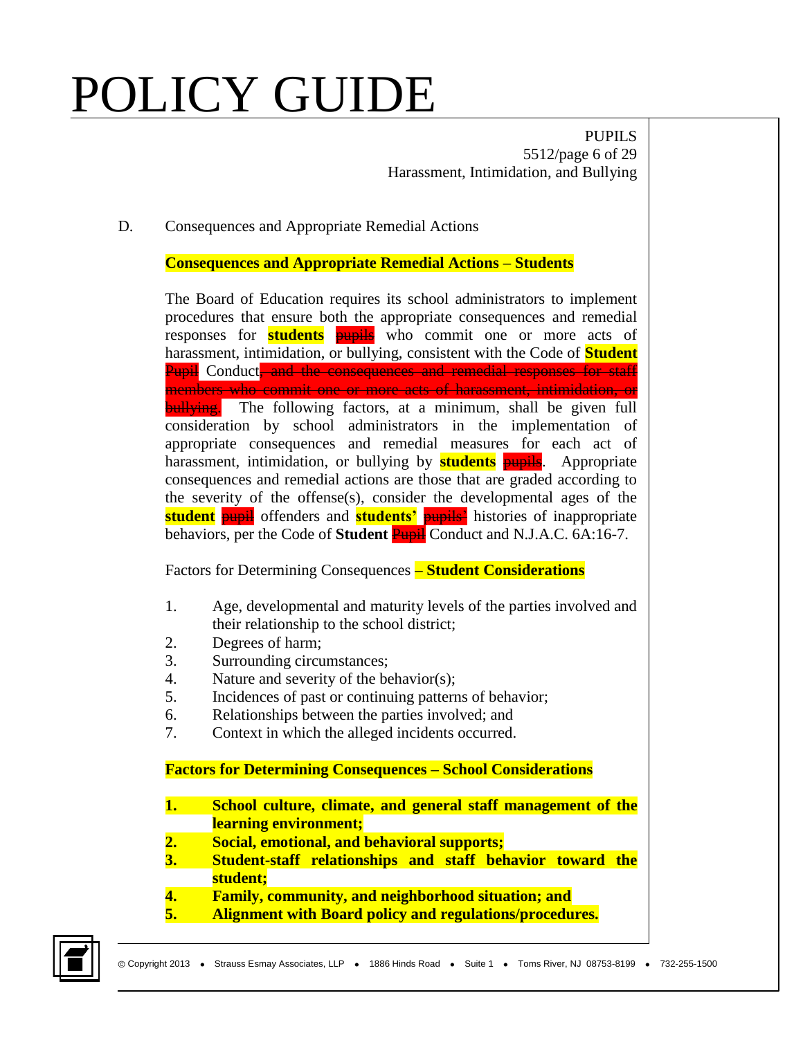D. Consequences and Appropriate Remedial Actions

**Consequences and Appropriate Remedial Actions – Students**

The Board of Education requires its school administrators to implement procedures that ensure both the appropriate consequences and remedial responses for **students** ~~pupils~~ who commit one or more acts of harassment, intimidation, or bullying, consistent with the Code of **Student** ~~Pupil~~ Conduct~~, and the consequences and remedial responses for staff members who commit one or more acts of harassment, intimidation, or bullying~~. The following factors, at a minimum, shall be given full consideration by school administrators in the implementation of appropriate consequences and remedial measures for each act of harassment, intimidation, or bullying by **students** ~~pupils~~. Appropriate consequences and remedial actions are those that are graded according to the severity of the offense(s), consider the developmental ages of the **student** ~~pupil~~ offenders and **students'** ~~pupils'~~ histories of inappropriate behaviors, per the Code of **Student** ~~Pupil~~ Conduct and N.J.A.C. 6A:16-7.

Factors for Determining Consequences **– Student Considerations**

1. Age, developmental and maturity levels of the parties involved and their relationship to the school district;
2. Degrees of harm;
3. Surrounding circumstances;
4. Nature and severity of the behavior(s);
5. Incidences of past or continuing patterns of behavior;
6. Relationships between the parties involved; and
7. Context in which the alleged incidents occurred.

**Factors for Determining Consequences – School Considerations**

1. **School culture, climate, and general staff management of the learning environment;**
2. **Social, emotional, and behavioral supports;**
3. **Student-staff relationships and staff behavior toward the student;**
4. **Family, community, and neighborhood situation; and**
5. **Alignment with Board policy and regulations/procedures.**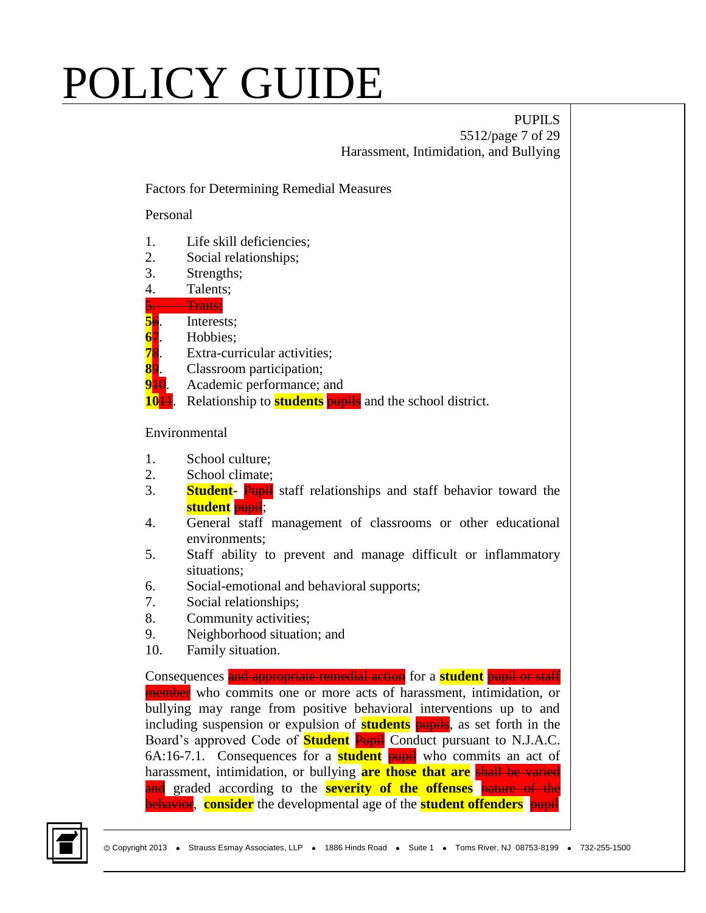Factors for Determining Remedial Measures

Personal

1. Life skill deficiencies;
2. Social relationships;
3. Strengths;
4. Talents;

~~5. Traits;~~

**5**~~6~~. Interests;

**6**~~7~~. Hobbies;

**7**~~8~~. Extra-curricular activities;

**8**~~9~~. Classroom participation;

**9**~~10~~. Academic performance; and

**10**~~11~~. Relationship to **students** ~~pupils~~ and the school district.

Environmental

1. School culture;
2. School climate;
3. **Student**- ~~Pupil~~ staff relationships and staff behavior toward the **student** ~~pupil~~;
4. General staff management of classrooms or other educational environments;
5. Staff ability to prevent and manage difficult or inflammatory situations;
6. Social-emotional and behavioral supports;
7. Social relationships;
8. Community activities;
9. Neighborhood situation; and
10. Family situation.

Consequences ~~and appropriate remedial action~~ for a **student** ~~pupil or staff member~~ who commits one or more acts of harassment, intimidation, or bullying may range from positive behavioral interventions up to and including suspension or expulsion of **students** ~~pupils~~, as set forth in the Board's approved Code of **Student** ~~Pupil~~ Conduct pursuant to N.J.A.C. 6A:16-7.1. Consequences for a **student** ~~pupil~~ who commits an act of harassment, intimidation, or bullying **are those that are** ~~shall be varied and~~ graded according to the **severity of the offenses** ~~nature of the behavior~~, **consider** the developmental age of the **student offenders** ~~pupil~~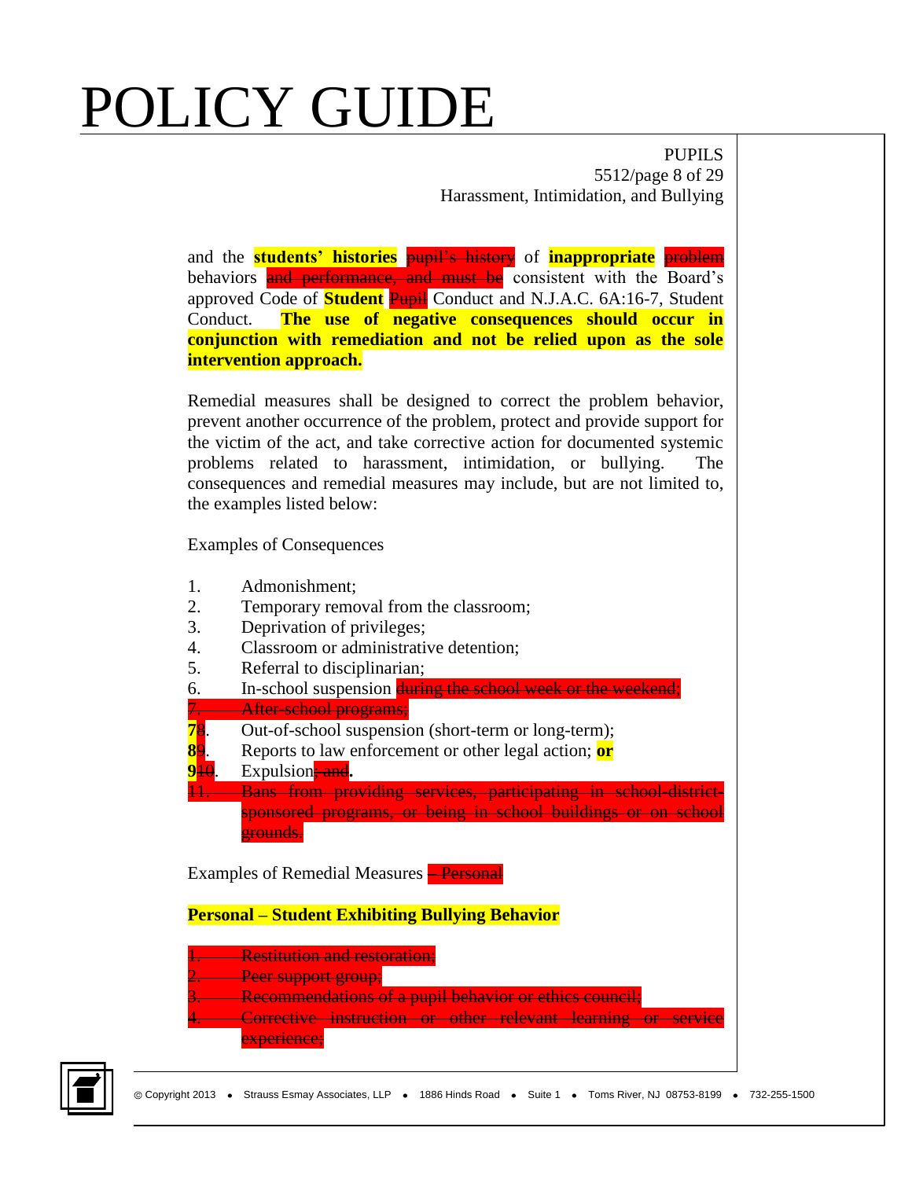and the **students' histories** ~~pupil's history~~ of **inappropriate** ~~problem~~ behaviors ~~and performance, and must be~~ consistent with the Board's approved Code of **Student** ~~Pupil~~ Conduct and N.J.A.C. 6A:16-7, Student Conduct. **The use of negative consequences should occur in conjunction with remediation and not be relied upon as the sole intervention approach.**

Remedial measures shall be designed to correct the problem behavior, prevent another occurrence of the problem, protect and provide support for the victim of the act, and take corrective action for documented systemic problems related to harassment, intimidation, or bullying. The consequences and remedial measures may include, but are not limited to, the examples listed below:

Examples of Consequences

1. Admonishment;
2. Temporary removal from the classroom;
3. Deprivation of privileges;
4. Classroom or administrative detention;
5. Referral to disciplinarian;
6. In-school suspension ~~during the school week or the weekend;~~

~~7. After-school programs;~~

**7**~~8~~. Out-of-school suspension (short-term or long-term);

**8**~~9~~. Reports to law enforcement or other legal action; **or**

**9**~~10~~. Expulsion~~; and~~**.**

~~11. Bans from providing services, participating in school-district-sponsored programs, or being in school buildings or on school grounds.~~

Examples of Remedial Measures ~~– Personal~~

**Personal – Student Exhibiting Bullying Behavior**

~~1. Restitution and restoration;~~

~~2. Peer support group;~~

~~3. Recommendations of a pupil behavior or ethics council;~~

~~4. Corrective instruction or other relevant learning or service experience;~~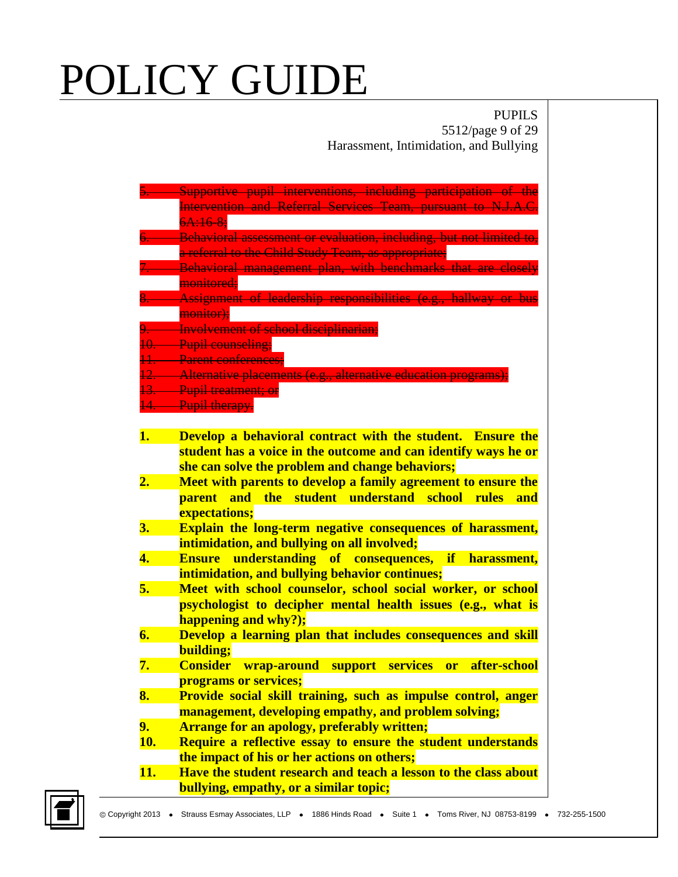5. ~~Supportive pupil interventions, including participation of the Intervention and Referral Services Team, pursuant to N.J.A.C. 6A:16-8;~~
6. ~~Behavioral assessment or evaluation, including, but not limited to, a referral to the Child Study Team, as appropriate;~~
7. ~~Behavioral management plan, with benchmarks that are closely monitored;~~
8. ~~Assignment of leadership responsibilities (e.g., hallway or bus monitor);~~
9. ~~Involvement of school disciplinarian;~~
10. ~~Pupil counseling;~~
11. ~~Parent conferences;~~
12. ~~Alternative placements (e.g., alternative education programs);~~
13. ~~Pupil treatment; or~~
14. ~~Pupil therapy.~~

1. **Develop a behavioral contract with the student. Ensure the student has a voice in the outcome and can identify ways he or she can solve the problem and change behaviors;**
2. **Meet with parents to develop a family agreement to ensure the parent and the student understand school rules and expectations;**
3. **Explain the long-term negative consequences of harassment, intimidation, and bullying on all involved;**
4. **Ensure understanding of consequences, if harassment, intimidation, and bullying behavior continues;**
5. **Meet with school counselor, school social worker, or school psychologist to decipher mental health issues (e.g., what is happening and why?);**
6. **Develop a learning plan that includes consequences and skill building;**
7. **Consider wrap-around support services or after-school programs or services;**
8. **Provide social skill training, such as impulse control, anger management, developing empathy, and problem solving;**
9. **Arrange for an apology, preferably written;**
10. **Require a reflective essay to ensure the student understands the impact of his or her actions on others;**
11. **Have the student research and teach a lesson to the class about bullying, empathy, or a similar topic;**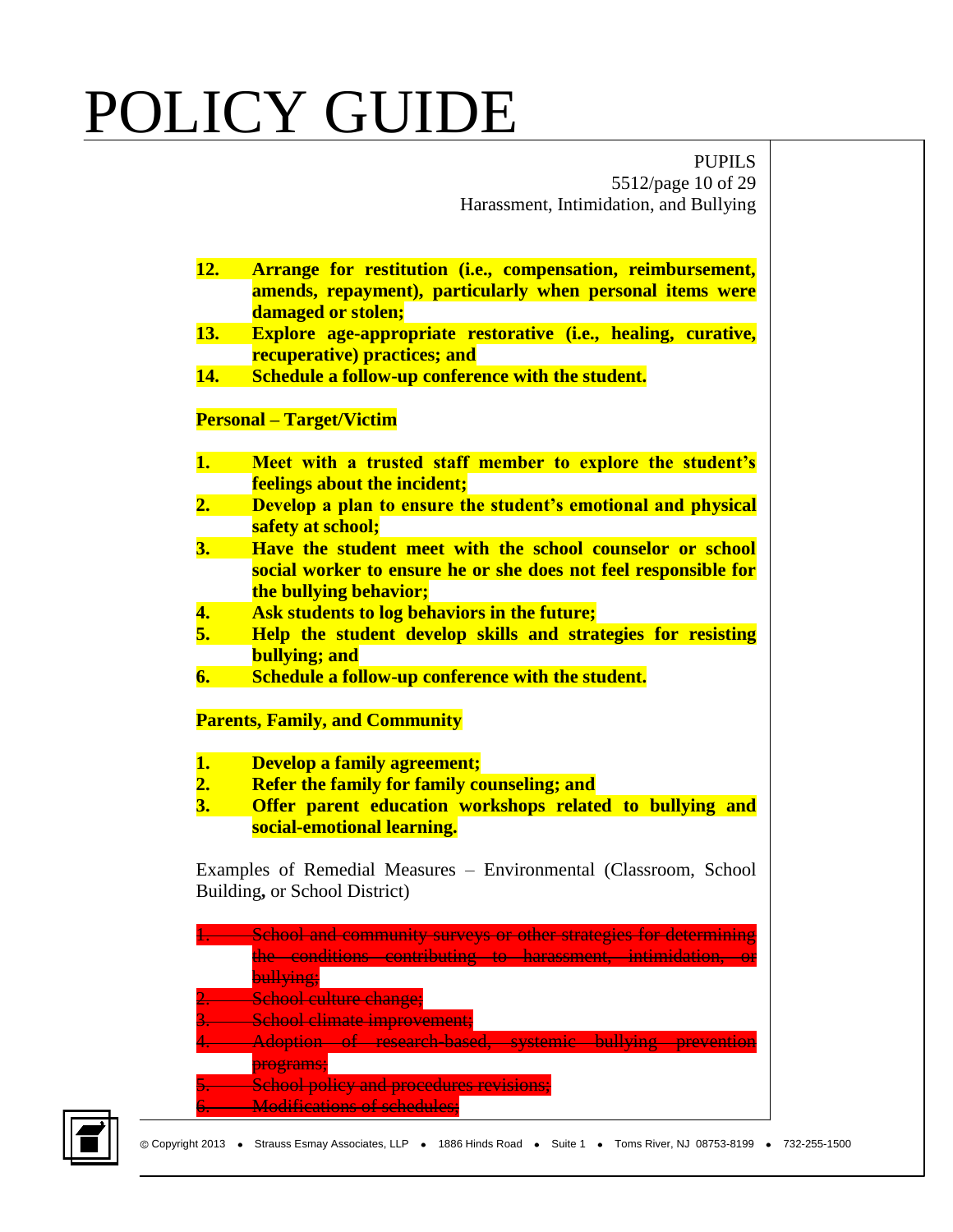12. **Arrange for restitution (i.e., compensation, reimbursement, amends, repayment), particularly when personal items were damaged or stolen;**
13. **Explore age-appropriate restorative (i.e., healing, curative, recuperative) practices; and**
14. **Schedule a follow-up conference with the student.**

**Personal – Target/Victim**

1. **Meet with a trusted staff member to explore the student's feelings about the incident;**
2. **Develop a plan to ensure the student's emotional and physical safety at school;**
3. **Have the student meet with the school counselor or school social worker to ensure he or she does not feel responsible for the bullying behavior;**
4. **Ask students to log behaviors in the future;**
5. **Help the student develop skills and strategies for resisting bullying; and**
6. **Schedule a follow-up conference with the student.**

**Parents, Family, and Community**

1. **Develop a family agreement;**
2. **Refer the family for family counseling; and**
3. **Offer parent education workshops related to bullying and social-emotional learning.**

Examples of Remedial Measures – Environmental (Classroom, School Building, or School District)

1. ~~School and community surveys or other strategies for determining the conditions contributing to harassment, intimidation, or bullying;~~
2. ~~School culture change;~~
3. ~~School climate improvement;~~
4. ~~Adoption of research-based, systemic bullying prevention programs;~~
5. ~~School policy and procedures revisions;~~
6. ~~Modifications of schedules;~~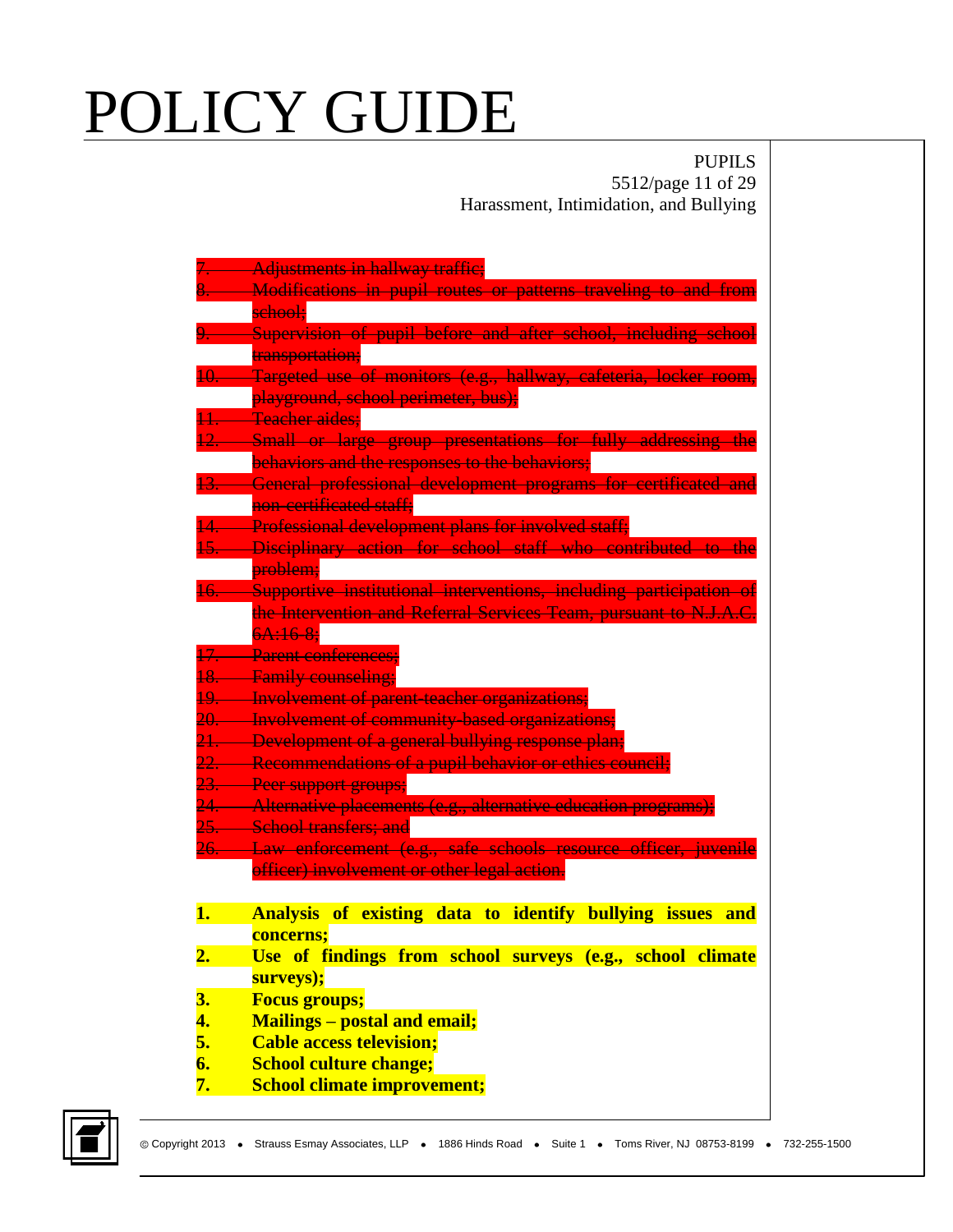7. ~~Adjustments in hallway traffic;~~
8. ~~Modifications in pupil routes or patterns traveling to and from school;~~
9. ~~Supervision of pupil before and after school, including school transportation;~~
10. ~~Targeted use of monitors (e.g., hallway, cafeteria, locker room, playground, school perimeter, bus);~~
11. ~~Teacher aides;~~
12. ~~Small or large group presentations for fully addressing the behaviors and the responses to the behaviors;~~
13. ~~General professional development programs for certificated and non-certificated staff;~~
14. ~~Professional development plans for involved staff;~~
15. ~~Disciplinary action for school staff who contributed to the problem;~~
16. ~~Supportive institutional interventions, including participation of the Intervention and Referral Services Team, pursuant to N.J.A.C. 6A:16-8;~~
17. ~~Parent conferences;~~
18. ~~Family counseling;~~
19. ~~Involvement of parent-teacher organizations;~~
20. ~~Involvement of community-based organizations;~~
21. ~~Development of a general bullying response plan;~~
22. ~~Recommendations of a pupil behavior or ethics council;~~
23. ~~Peer support groups;~~
24. ~~Alternative placements (e.g., alternative education programs);~~
25. ~~School transfers; and~~
26. ~~Law enforcement (e.g., safe schools resource officer, juvenile officer) involvement or other legal action.~~

**1. Analysis of existing data to identify bullying issues and concerns;**
**2. Use of findings from school surveys (e.g., school climate surveys);**
**3. Focus groups;**
**4. Mailings – postal and email;**
**5. Cable access television;**
**6. School culture change;**
**7. School climate improvement;**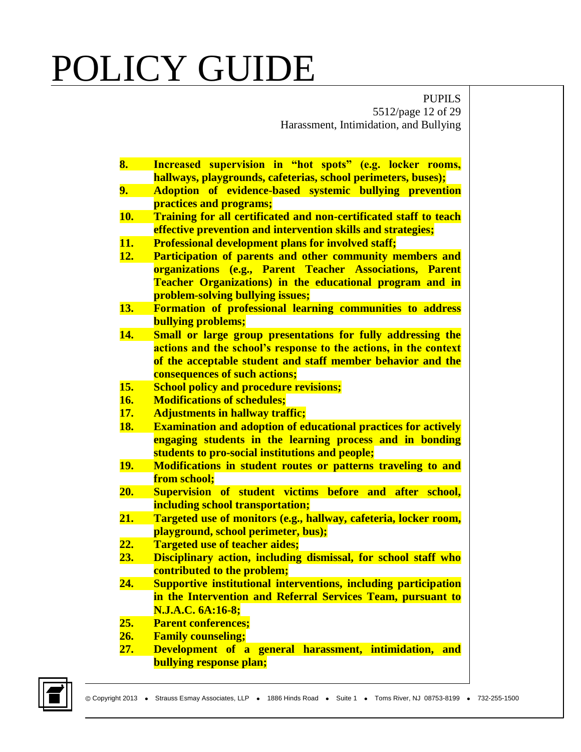**8. Increased supervision in "hot spots" (e.g. locker rooms, hallways, playgrounds, cafeterias, school perimeters, buses);**

**9. Adoption of evidence-based systemic bullying prevention practices and programs;**

**10. Training for all certificated and non-certificated staff to teach effective prevention and intervention skills and strategies;**

**11. Professional development plans for involved staff;**

**12. Participation of parents and other community members and organizations (e.g., Parent Teacher Associations, Parent Teacher Organizations) in the educational program and in problem-solving bullying issues;**

**13. Formation of professional learning communities to address bullying problems;**

**14. Small or large group presentations for fully addressing the actions and the school's response to the actions, in the context of the acceptable student and staff member behavior and the consequences of such actions;**

**15. School policy and procedure revisions;**

**16. Modifications of schedules;**

**17. Adjustments in hallway traffic;**

**18. Examination and adoption of educational practices for actively engaging students in the learning process and in bonding students to pro-social institutions and people;**

**19. Modifications in student routes or patterns traveling to and from school;**

**20. Supervision of student victims before and after school, including school transportation;**

**21. Targeted use of monitors (e.g., hallway, cafeteria, locker room, playground, school perimeter, bus);**

**22. Targeted use of teacher aides;**

**23. Disciplinary action, including dismissal, for school staff who contributed to the problem;**

**24. Supportive institutional interventions, including participation in the Intervention and Referral Services Team, pursuant to N.J.A.C. 6A:16-8;**

**25. Parent conferences;**

**26. Family counseling;**

**27. Development of a general harassment, intimidation, and bullying response plan;**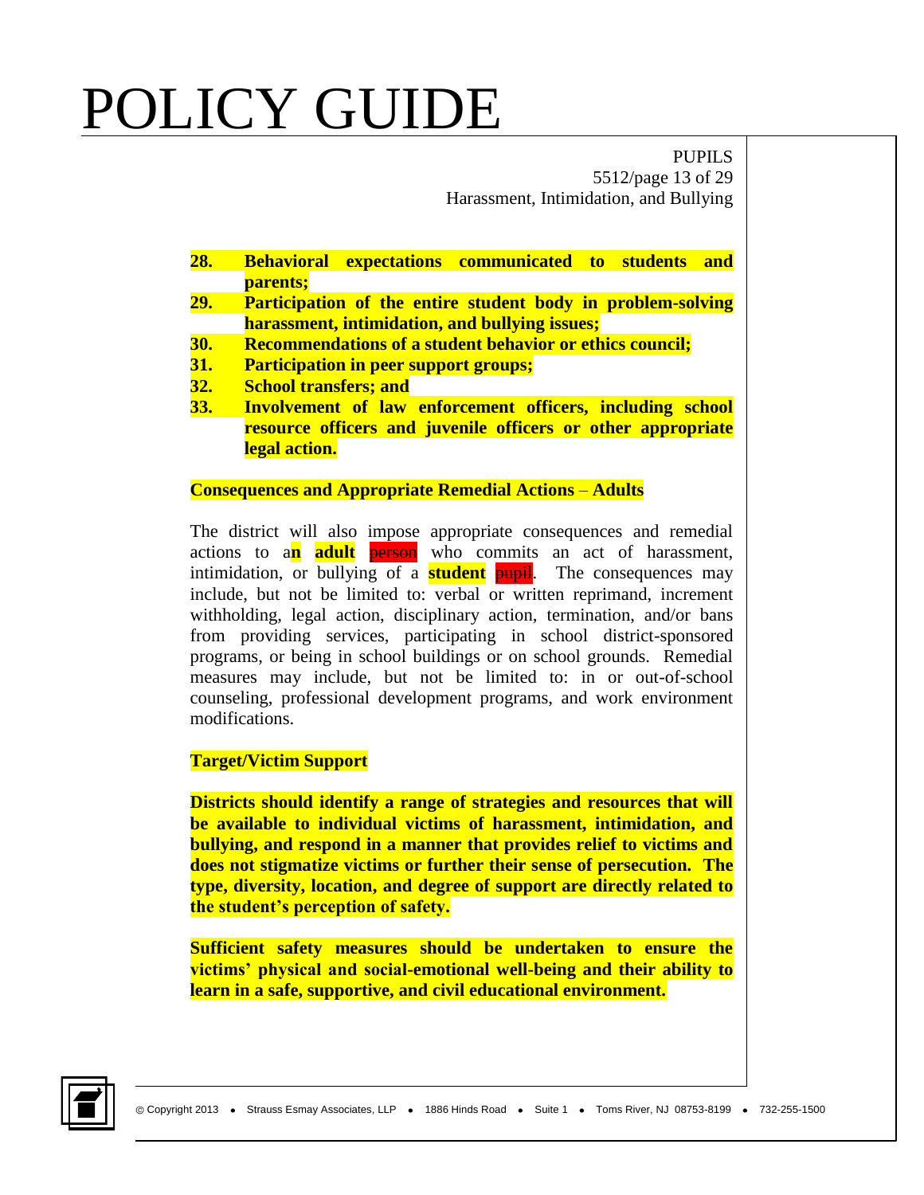**28. Behavioral expectations communicated to students and parents;**

**29. Participation of the entire student body in problem-solving harassment, intimidation, and bullying issues;**

**30. Recommendations of a student behavior or ethics council;**

**31. Participation in peer support groups;**

**32. School transfers; and**

**33. Involvement of law enforcement officers, including school resource officers and juvenile officers or other appropriate legal action.**

**Consequences and Appropriate Remedial Actions – Adults**

The district will also impose appropriate consequences and remedial actions to a**n** **adult** ~~person~~ who commits an act of harassment, intimidation, or bullying of a **student** ~~pupil~~. The consequences may include, but not be limited to: verbal or written reprimand, increment withholding, legal action, disciplinary action, termination, and/or bans from providing services, participating in school district-sponsored programs, or being in school buildings or on school grounds. Remedial measures may include, but not be limited to: in or out-of-school counseling, professional development programs, and work environment modifications.

**Target/Victim Support**

**Districts should identify a range of strategies and resources that will be available to individual victims of harassment, intimidation, and bullying, and respond in a manner that provides relief to victims and does not stigmatize victims or further their sense of persecution. The type, diversity, location, and degree of support are directly related to the student's perception of safety.**

**Sufficient safety measures should be undertaken to ensure the victims' physical and social-emotional well-being and their ability to learn in a safe, supportive, and civil educational environment.**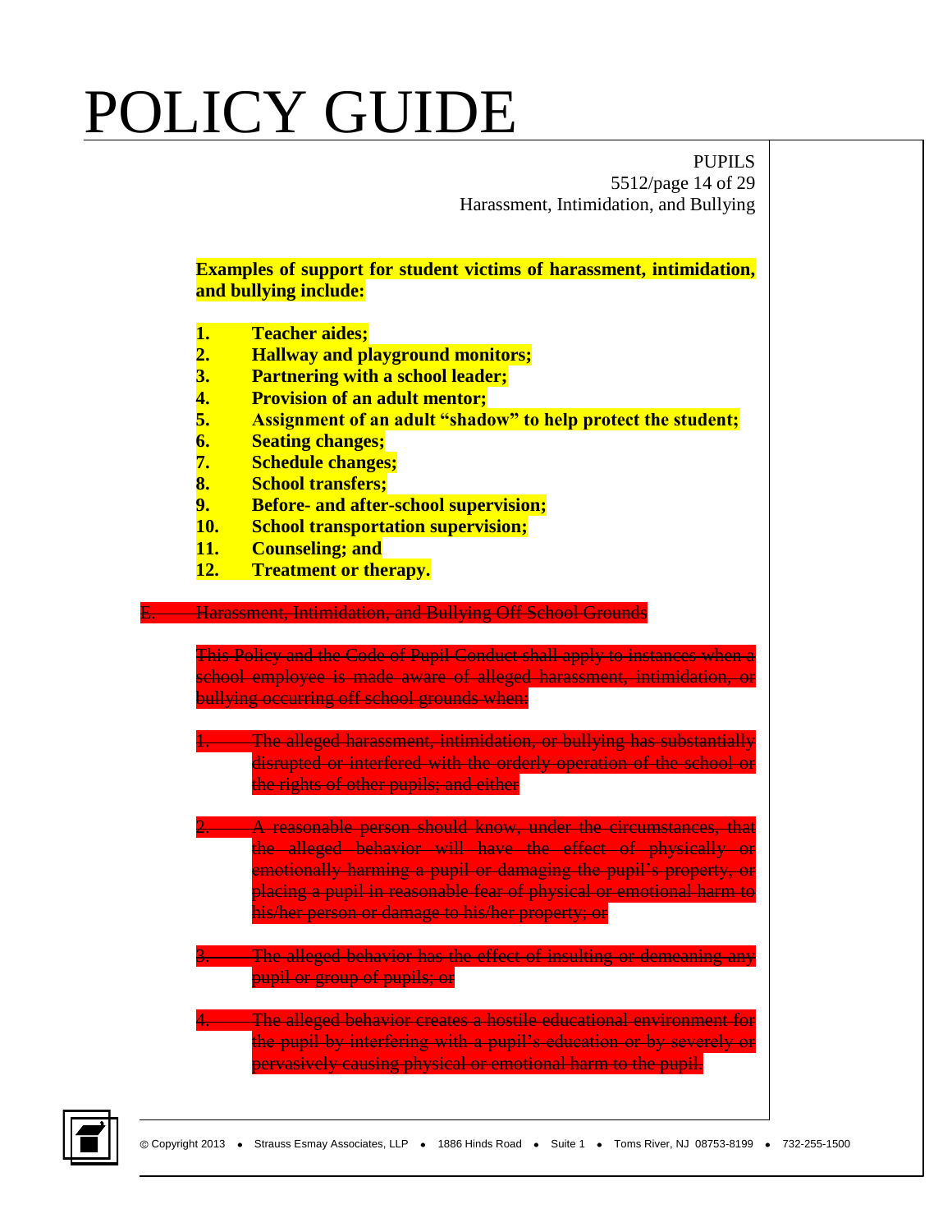**Examples of support for student victims of harassment, intimidation, and bullying include:**

1. **Teacher aides;**
2. **Hallway and playground monitors;**
3. **Partnering with a school leader;**
4. **Provision of an adult mentor;**
5. **Assignment of an adult "shadow" to help protect the student;**
6. **Seating changes;**
7. **Schedule changes;**
8. **School transfers;**
9. **Before- and after-school supervision;**
10. **School transportation supervision;**
11. **Counseling; and**
12. **Treatment or therapy.**

~~E. Harassment, Intimidation, and Bullying Off School Grounds~~

~~This Policy and the Code of Pupil Conduct shall apply to instances when a school employee is made aware of alleged harassment, intimidation, or bullying occurring off school grounds when:~~

~~1. The alleged harassment, intimidation, or bullying has substantially disrupted or interfered with the orderly operation of the school or the rights of other pupils; and either~~

~~2. A reasonable person should know, under the circumstances, that the alleged behavior will have the effect of physically or emotionally harming a pupil or damaging the pupil's property, or placing a pupil in reasonable fear of physical or emotional harm to his/her person or damage to his/her property; or~~

~~3. The alleged behavior has the effect of insulting or demeaning any pupil or group of pupils; or~~

~~4. The alleged behavior creates a hostile educational environment for the pupil by interfering with a pupil's education or by severely or pervasively causing physical or emotional harm to the pupil.~~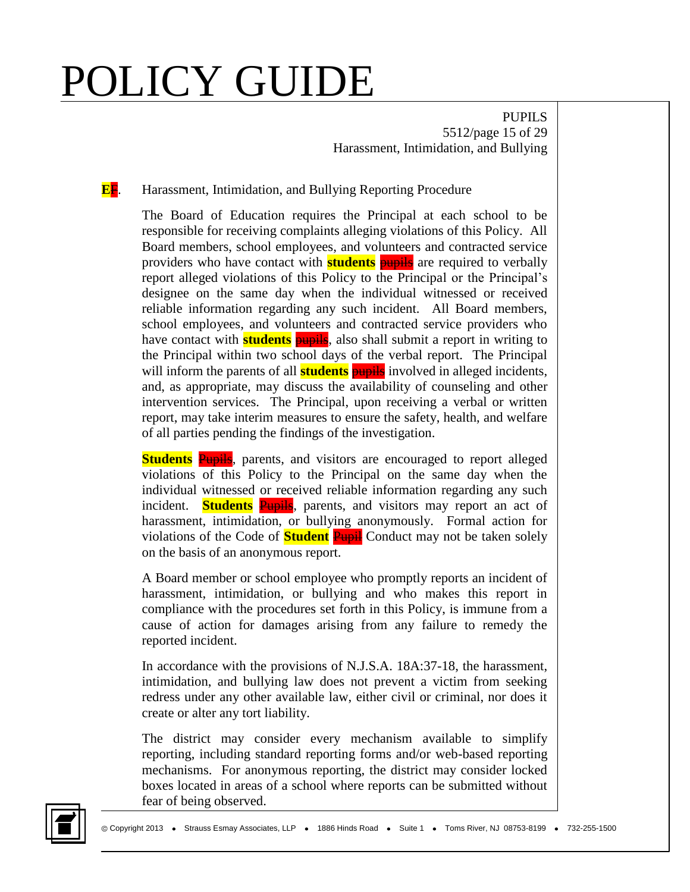**E**~~I~~. Harassment, Intimidation, and Bullying Reporting Procedure

The Board of Education requires the Principal at each school to be responsible for receiving complaints alleging violations of this Policy. All Board members, school employees, and volunteers and contracted service providers who have contact with **students** ~~pupils~~ are required to verbally report alleged violations of this Policy to the Principal or the Principal's designee on the same day when the individual witnessed or received reliable information regarding any such incident. All Board members, school employees, and volunteers and contracted service providers who have contact with **students** ~~pupils~~, also shall submit a report in writing to the Principal within two school days of the verbal report. The Principal will inform the parents of all **students** ~~pupils~~ involved in alleged incidents, and, as appropriate, may discuss the availability of counseling and other intervention services. The Principal, upon receiving a verbal or written report, may take interim measures to ensure the safety, health, and welfare of all parties pending the findings of the investigation.

**Students** ~~Pupils~~, parents, and visitors are encouraged to report alleged violations of this Policy to the Principal on the same day when the individual witnessed or received reliable information regarding any such incident. **Students** ~~Pupils~~, parents, and visitors may report an act of harassment, intimidation, or bullying anonymously. Formal action for violations of the Code of **Student** ~~Pupil~~ Conduct may not be taken solely on the basis of an anonymous report.

A Board member or school employee who promptly reports an incident of harassment, intimidation, or bullying and who makes this report in compliance with the procedures set forth in this Policy, is immune from a cause of action for damages arising from any failure to remedy the reported incident.

In accordance with the provisions of N.J.S.A. 18A:37-18, the harassment, intimidation, and bullying law does not prevent a victim from seeking redress under any other available law, either civil or criminal, nor does it create or alter any tort liability.

The district may consider every mechanism available to simplify reporting, including standard reporting forms and/or web-based reporting mechanisms. For anonymous reporting, the district may consider locked boxes located in areas of a school where reports can be submitted without fear of being observed.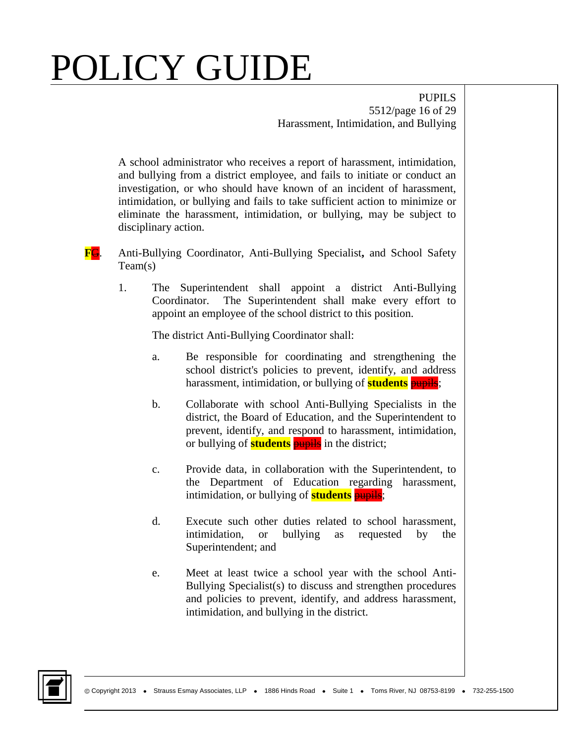A school administrator who receives a report of harassment, intimidation, and bullying from a district employee, and fails to initiate or conduct an investigation, or who should have known of an incident of harassment, intimidation, or bullying and fails to take sufficient action to minimize or eliminate the harassment, intimidation, or bullying, may be subject to disciplinary action.

**F**~~G~~. Anti-Bullying Coordinator, Anti-Bullying Specialist**,** and School Safety Team(s)

1. The Superintendent shall appoint a district Anti-Bullying Coordinator. The Superintendent shall make every effort to appoint an employee of the school district to this position.

   The district Anti-Bullying Coordinator shall:

   a. Be responsible for coordinating and strengthening the school district's policies to prevent, identify, and address harassment, intimidation, or bullying of **students** ~~pupils~~;

   b. Collaborate with school Anti-Bullying Specialists in the district, the Board of Education, and the Superintendent to prevent, identify, and respond to harassment, intimidation, or bullying of **students** ~~pupils~~ in the district;

   c. Provide data, in collaboration with the Superintendent, to the Department of Education regarding harassment, intimidation, or bullying of **students** ~~pupils~~;

   d. Execute such other duties related to school harassment, intimidation, or bullying as requested by the Superintendent; and

   e. Meet at least twice a school year with the school Anti-Bullying Specialist(s) to discuss and strengthen procedures and policies to prevent, identify, and address harassment, intimidation, and bullying in the district.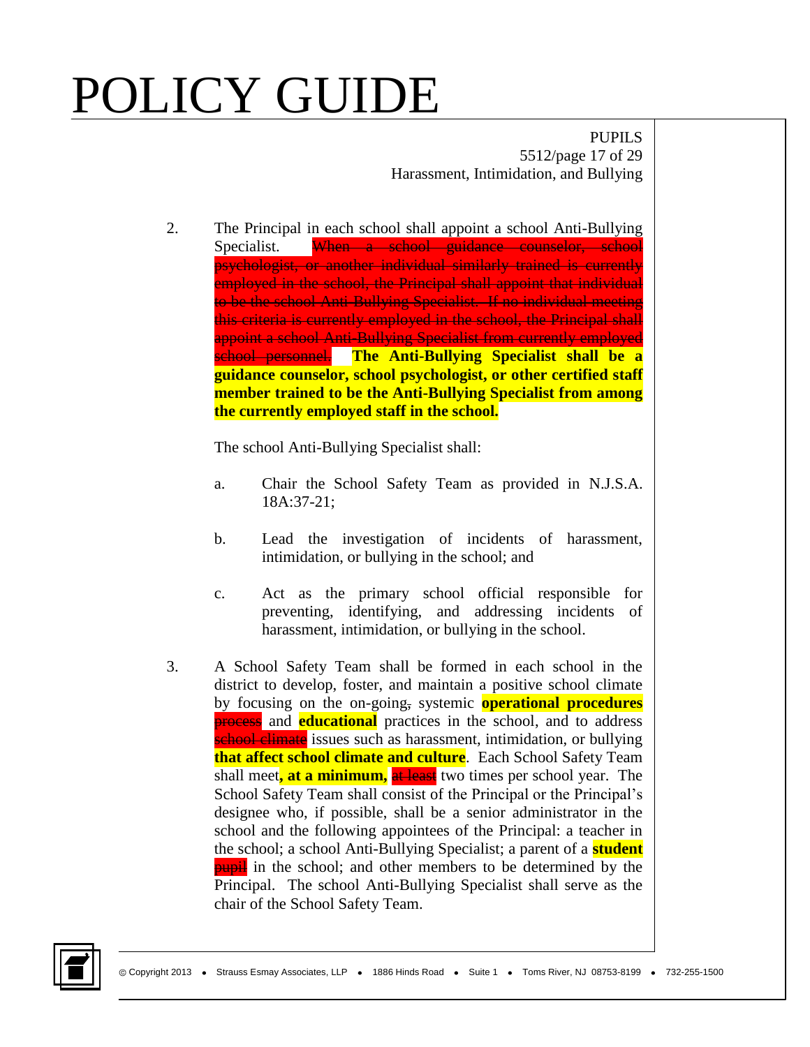2. The Principal in each school shall appoint a school Anti-Bullying Specialist. ~~When a school guidance counselor, school psychologist, or another individual similarly trained is currently employed in the school, the Principal shall appoint that individual to be the school Anti-Bullying Specialist. If no individual meeting this criteria is currently employed in the school, the Principal shall appoint a school Anti-Bullying Specialist from currently employed school personnel.~~ **The Anti-Bullying Specialist shall be a guidance counselor, school psychologist, or other certified staff member trained to be the Anti-Bullying Specialist from among the currently employed staff in the school.**

   The school Anti-Bullying Specialist shall:

   a. Chair the School Safety Team as provided in N.J.S.A. 18A:37-21;

   b. Lead the investigation of incidents of harassment, intimidation, or bullying in the school; and

   c. Act as the primary school official responsible for preventing, identifying, and addressing incidents of harassment, intimidation, or bullying in the school.

3. A School Safety Team shall be formed in each school in the district to develop, foster, and maintain a positive school climate by focusing on the on-going~~,~~ systemic **operational procedures** ~~process~~ and **educational** practices in the school, and to address ~~school climate~~ issues such as harassment, intimidation, or bullying **that affect school climate and culture**. Each School Safety Team shall meet**, at a minimum,** ~~at least~~ two times per school year. The School Safety Team shall consist of the Principal or the Principal's designee who, if possible, shall be a senior administrator in the school and the following appointees of the Principal: a teacher in the school; a school Anti-Bullying Specialist; a parent of a **student** ~~pupil~~ in the school; and other members to be determined by the Principal. The school Anti-Bullying Specialist shall serve as the chair of the School Safety Team.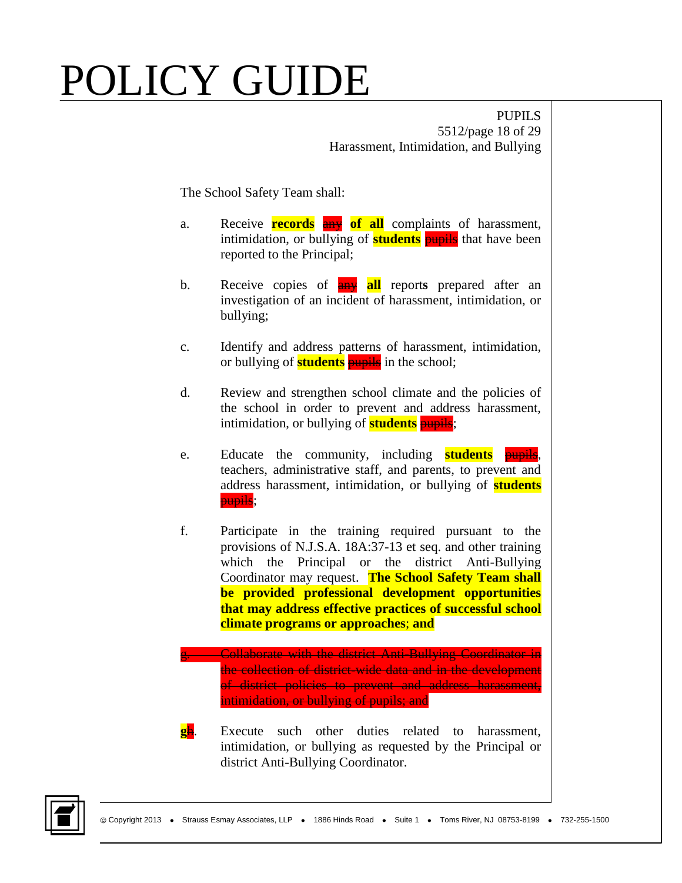The School Safety Team shall:

a. Receive **records** ~~any~~ **of all** complaints of harassment, intimidation, or bullying of **students** ~~pupils~~ that have been reported to the Principal;

b. Receive copies of ~~any~~ **all** report**s** prepared after an investigation of an incident of harassment, intimidation, or bullying;

c. Identify and address patterns of harassment, intimidation, or bullying of **students** ~~pupils~~ in the school;

d. Review and strengthen school climate and the policies of the school in order to prevent and address harassment, intimidation, or bullying of **students** ~~pupils~~;

e. Educate the community, including **students** ~~pupils~~, teachers, administrative staff, and parents, to prevent and address harassment, intimidation, or bullying of **students** ~~pupils~~;

f. Participate in the training required pursuant to the provisions of N.J.S.A. 18A:37-13 et seq. and other training which the Principal or the district Anti-Bullying Coordinator may request. **The School Safety Team shall be provided professional development opportunities that may address effective practices of successful school climate programs or approaches**; **and**

~~g. Collaborate with the district Anti-Bullying Coordinator in the collection of district-wide data and in the development of district policies to prevent and address harassment, intimidation, or bullying of pupils; and~~

**g**~~h~~. Execute such other duties related to harassment, intimidation, or bullying as requested by the Principal or district Anti-Bullying Coordinator.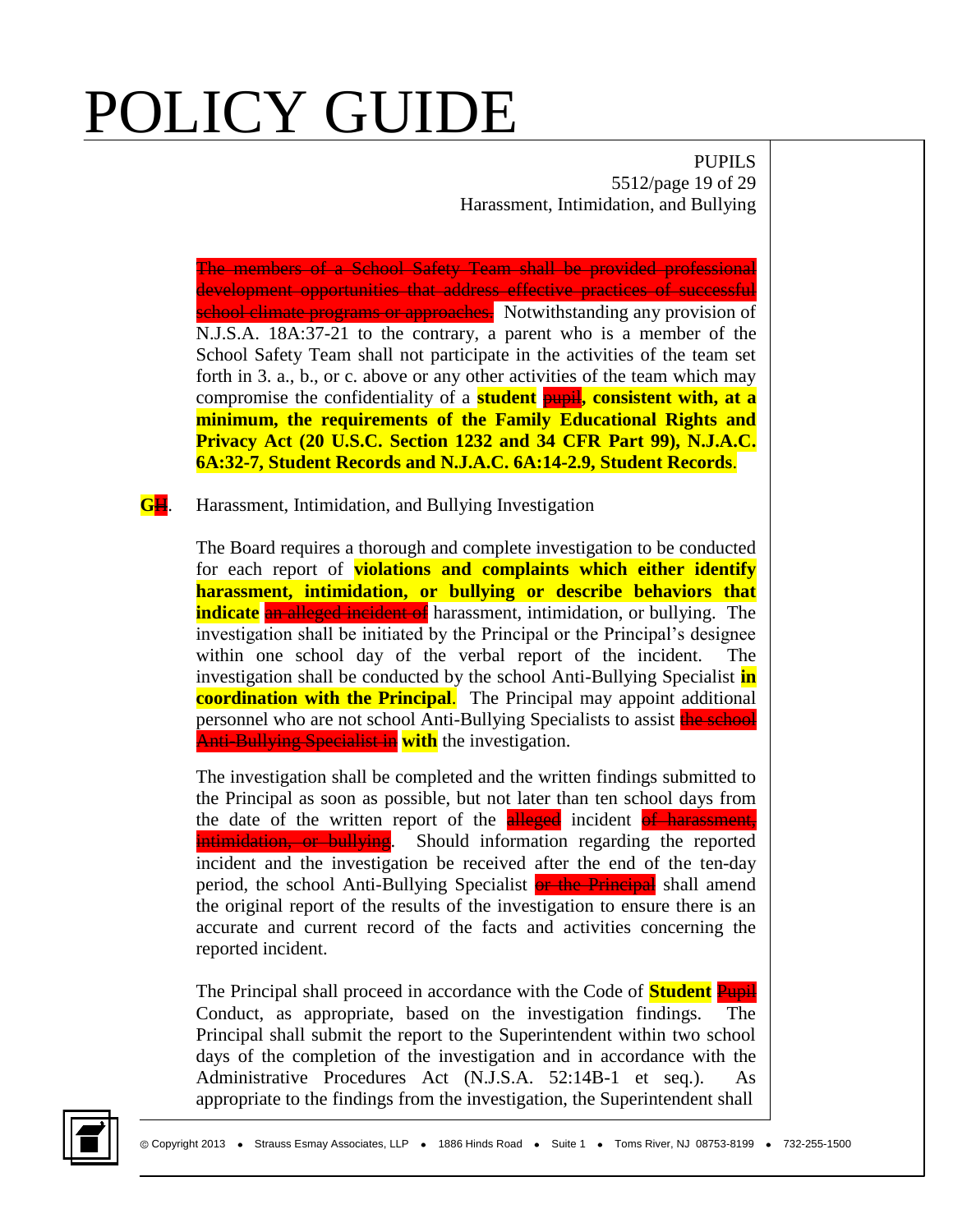~~The members of a School Safety Team shall be provided professional development opportunities that address effective practices of successful school climate programs or approaches.~~ Notwithstanding any provision of N.J.S.A. 18A:37-21 to the contrary, a parent who is a member of the School Safety Team shall not participate in the activities of the team set forth in 3. a., b., or c. above or any other activities of the team which may compromise the confidentiality of a **student** ~~pupil~~**, consistent with, at a minimum, the requirements of the Family Educational Rights and Privacy Act (20 U.S.C. Section 1232 and 34 CFR Part 99), N.J.A.C. 6A:32-7, Student Records and N.J.A.C. 6A:14-2.9, Student Records**.

**G**~~H~~. Harassment, Intimidation, and Bullying Investigation

The Board requires a thorough and complete investigation to be conducted for each report of **violations and complaints which either identify harassment, intimidation, or bullying or describe behaviors that indicate** ~~an alleged incident of~~ harassment, intimidation, or bullying. The investigation shall be initiated by the Principal or the Principal's designee within one school day of the verbal report of the incident. The investigation shall be conducted by the school Anti-Bullying Specialist **in coordination with the Principal**. The Principal may appoint additional personnel who are not school Anti-Bullying Specialists to assist ~~the school Anti-Bullying Specialist in~~ **with** the investigation.

The investigation shall be completed and the written findings submitted to the Principal as soon as possible, but not later than ten school days from the date of the written report of the ~~alleged~~ incident ~~of harassment, intimidation, or bullying~~. Should information regarding the reported incident and the investigation be received after the end of the ten-day period, the school Anti-Bullying Specialist ~~or the Principal~~ shall amend the original report of the results of the investigation to ensure there is an accurate and current record of the facts and activities concerning the reported incident.

The Principal shall proceed in accordance with the Code of **Student** ~~Pupil~~ Conduct, as appropriate, based on the investigation findings. The Principal shall submit the report to the Superintendent within two school days of the completion of the investigation and in accordance with the Administrative Procedures Act (N.J.S.A. 52:14B-1 et seq.). As appropriate to the findings from the investigation, the Superintendent shall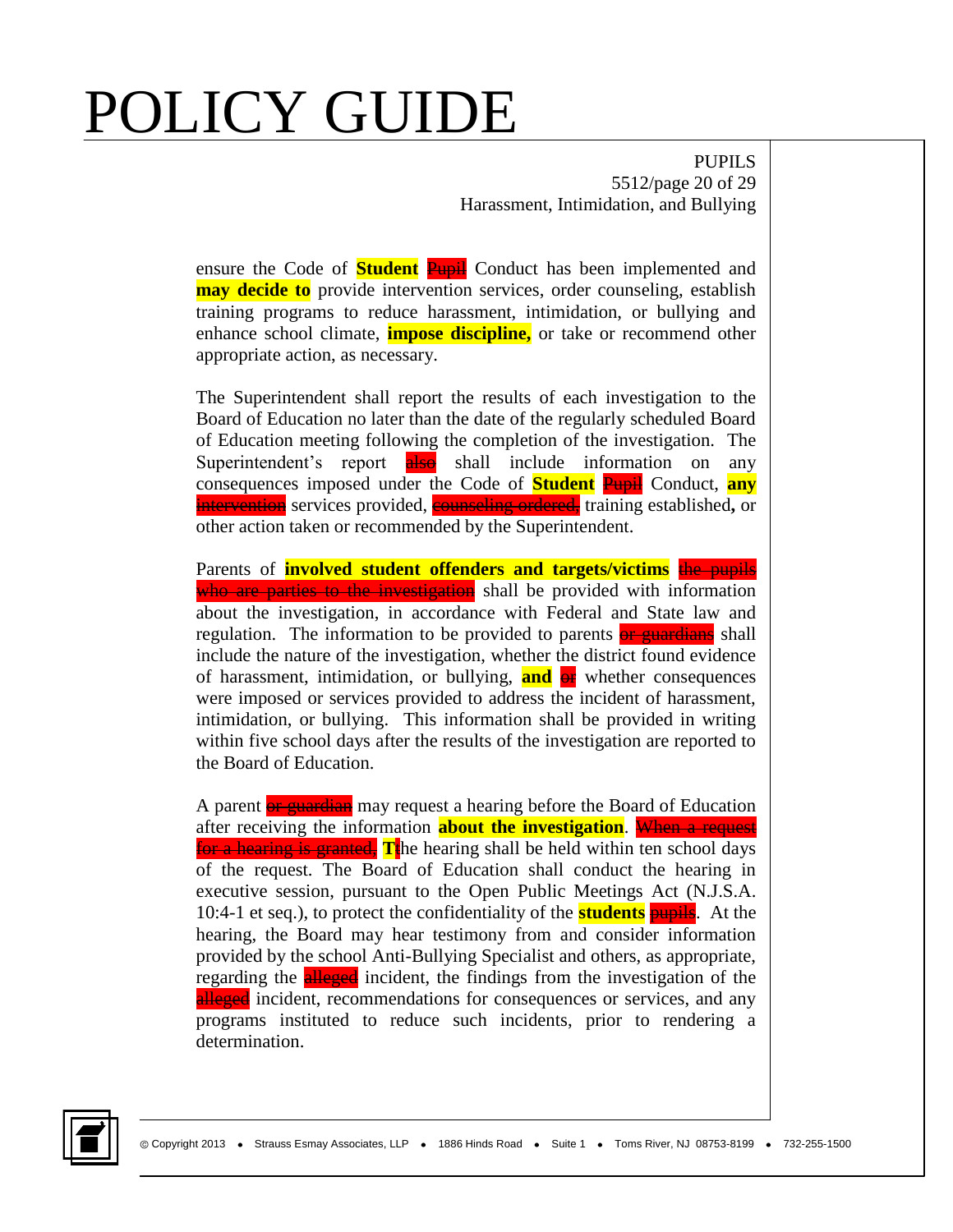ensure the Code of **Student** ~~Pupil~~ Conduct has been implemented and **may decide to** provide intervention services, order counseling, establish training programs to reduce harassment, intimidation, or bullying and enhance school climate, **impose discipline,** or take or recommend other appropriate action, as necessary.

The Superintendent shall report the results of each investigation to the Board of Education no later than the date of the regularly scheduled Board of Education meeting following the completion of the investigation. The Superintendent's report ~~also~~ shall include information on any consequences imposed under the Code of **Student** ~~Pupil~~ Conduct, **any** ~~intervention~~ services provided, ~~counseling ordered,~~ training established**,** or other action taken or recommended by the Superintendent.

Parents of **involved student offenders and targets/victims** ~~the pupils who are parties to the investigation~~ shall be provided with information about the investigation, in accordance with Federal and State law and regulation. The information to be provided to parents ~~or guardians~~ shall include the nature of the investigation, whether the district found evidence of harassment, intimidation, or bullying, **and** ~~or~~ whether consequences were imposed or services provided to address the incident of harassment, intimidation, or bullying. This information shall be provided in writing within five school days after the results of the investigation are reported to the Board of Education.

A parent ~~or guardian~~ may request a hearing before the Board of Education after receiving the information **about the investigation**. ~~When a request for a hearing is granted,~~ **T**~~t~~he hearing shall be held within ten school days of the request. The Board of Education shall conduct the hearing in executive session, pursuant to the Open Public Meetings Act (N.J.S.A. 10:4-1 et seq.), to protect the confidentiality of the **students** ~~pupils~~. At the hearing, the Board may hear testimony from and consider information provided by the school Anti-Bullying Specialist and others, as appropriate, regarding the ~~alleged~~ incident, the findings from the investigation of the ~~alleged~~ incident, recommendations for consequences or services, and any programs instituted to reduce such incidents, prior to rendering a determination.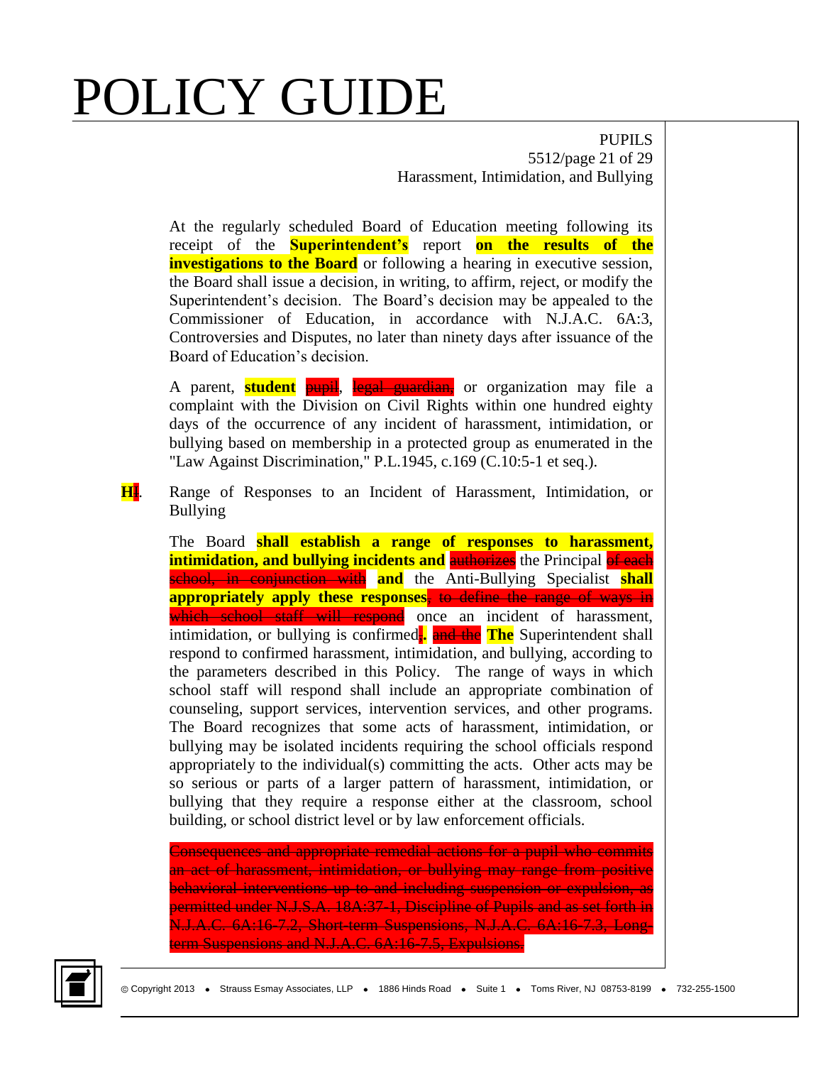At the regularly scheduled Board of Education meeting following its receipt of the **Superintendent's** report **on the results of the investigations to the Board** or following a hearing in executive session, the Board shall issue a decision, in writing, to affirm, reject, or modify the Superintendent's decision. The Board's decision may be appealed to the Commissioner of Education, in accordance with N.J.A.C. 6A:3, Controversies and Disputes, no later than ninety days after issuance of the Board of Education's decision.

A parent, **student** ~~pupil~~, ~~legal guardian,~~ or organization may file a complaint with the Division on Civil Rights within one hundred eighty days of the occurrence of any incident of harassment, intimidation, or bullying based on membership in a protected group as enumerated in the "Law Against Discrimination," P.L.1945, c.169 (C.10:5-1 et seq.).

**H**~~I~~. Range of Responses to an Incident of Harassment, Intimidation, or Bullying

The Board **shall establish a range of responses to harassment, intimidation, and bullying incidents and** ~~authorizes~~ the Principal ~~of each school, in conjunction with~~ **and** the Anti-Bullying Specialist **shall appropriately apply these responses**~~, to define the range of ways in which school staff will respond~~ once an incident of harassment, intimidation, or bullying is confirmed~~,~~**.** ~~and the~~ **The** Superintendent shall respond to confirmed harassment, intimidation, and bullying, according to the parameters described in this Policy. The range of ways in which school staff will respond shall include an appropriate combination of counseling, support services, intervention services, and other programs. The Board recognizes that some acts of harassment, intimidation, or bullying may be isolated incidents requiring the school officials respond appropriately to the individual(s) committing the acts. Other acts may be so serious or parts of a larger pattern of harassment, intimidation, or bullying that they require a response either at the classroom, school building, or school district level or by law enforcement officials.

~~Consequences and appropriate remedial actions for a pupil who commits an act of harassment, intimidation, or bullying may range from positive behavioral interventions up to and including suspension or expulsion, as permitted under N.J.S.A. 18A:37-1, Discipline of Pupils and as set forth in N.J.A.C. 6A:16-7.2, Short-term Suspensions, N.J.A.C. 6A:16-7.3, Long-term Suspensions and N.J.A.C. 6A:16-7.5, Expulsions.~~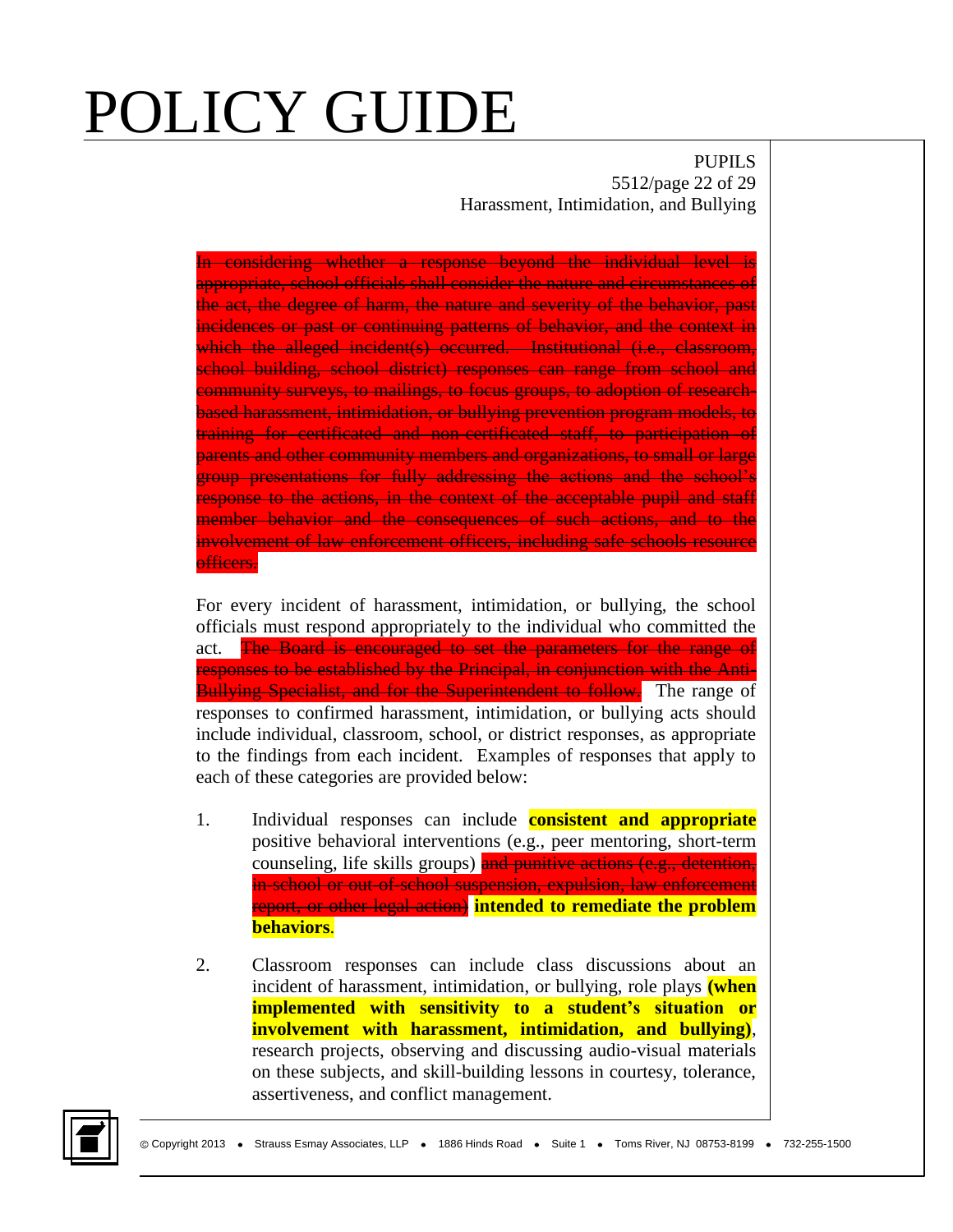~~In considering whether a response beyond the individual level is appropriate, school officials shall consider the nature and circumstances of the act, the degree of harm, the nature and severity of the behavior, past incidences or past or continuing patterns of behavior, and the context in which the alleged incident(s) occurred. Institutional (i.e., classroom, school building, school district) responses can range from school and community surveys, to mailings, to focus groups, to adoption of research-based harassment, intimidation, or bullying prevention program models, to training for certificated and non-certificated staff, to participation of parents and other community members and organizations, to small or large group presentations for fully addressing the actions and the school's response to the actions, in the context of the acceptable pupil and staff member behavior and the consequences of such actions, and to the involvement of law enforcement officers, including safe schools resource officers.~~

For every incident of harassment, intimidation, or bullying, the school officials must respond appropriately to the individual who committed the act. ~~The Board is encouraged to set the parameters for the range of responses to be established by the Principal, in conjunction with the Anti-Bullying Specialist, and for the Superintendent to follow.~~ The range of responses to confirmed harassment, intimidation, or bullying acts should include individual, classroom, school, or district responses, as appropriate to the findings from each incident. Examples of responses that apply to each of these categories are provided below:

1. Individual responses can include **consistent and appropriate** positive behavioral interventions (e.g., peer mentoring, short-term counseling, life skills groups) ~~and punitive actions (e.g., detention, in-school or out-of-school suspension, expulsion, law enforcement report, or other legal action)~~ **intended to remediate the problem behaviors**.

2. Classroom responses can include class discussions about an incident of harassment, intimidation, or bullying, role plays **(when implemented with sensitivity to a student's situation or involvement with harassment, intimidation, and bullying)**, research projects, observing and discussing audio-visual materials on these subjects, and skill-building lessons in courtesy, tolerance, assertiveness, and conflict management.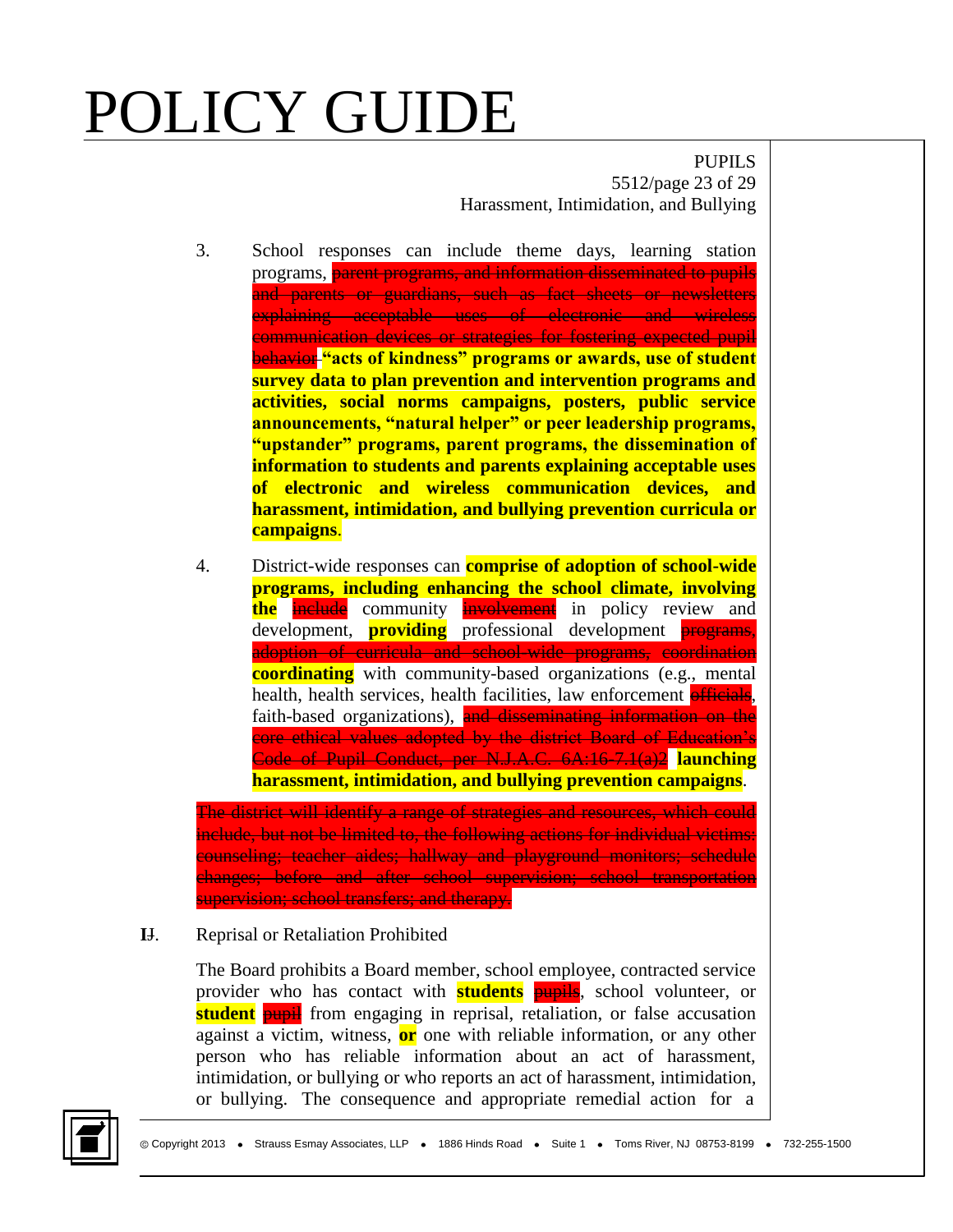3. School responses can include theme days, learning station programs, ~~parent programs, and information disseminated to pupils and parents or guardians, such as fact sheets or newsletters explaining acceptable uses of electronic and wireless communication devices or strategies for fostering expected pupil behavior~~ **"acts of kindness" programs or awards, use of student survey data to plan prevention and intervention programs and activities, social norms campaigns, posters, public service announcements, "natural helper" or peer leadership programs, "upstander" programs, parent programs, the dissemination of information to students and parents explaining acceptable uses of electronic and wireless communication devices, and harassment, intimidation, and bullying prevention curricula or campaigns**.

4. District-wide responses can **comprise of adoption of school-wide programs, including enhancing the school climate, involving the** ~~include~~ community ~~involvement~~ in policy review and development, **providing** professional development ~~programs, adoption of curricula and school-wide programs, coordination~~ **coordinating** with community-based organizations (e.g., mental health, health services, health facilities, law enforcement ~~officials~~, faith-based organizations), ~~and disseminating information on the core ethical values adopted by the district Board of Education's Code of Pupil Conduct, per N.J.A.C. 6A:16-7.1(a)2~~ **launching harassment, intimidation, and bullying prevention campaigns**.

~~The district will identify a range of strategies and resources, which could include, but not be limited to, the following actions for individual victims: counseling; teacher aides; hallway and playground monitors; schedule changes; before and after school supervision; school transportation supervision; school transfers; and therapy.~~

**I**~~J~~. Reprisal or Retaliation Prohibited

The Board prohibits a Board member, school employee, contracted service provider who has contact with **students** ~~pupils~~, school volunteer, or **student** ~~pupil~~ from engaging in reprisal, retaliation, or false accusation against a victim, witness, **or** one with reliable information, or any other person who has reliable information about an act of harassment, intimidation, or bullying or who reports an act of harassment, intimidation, or bullying. The consequence and appropriate remedial action for a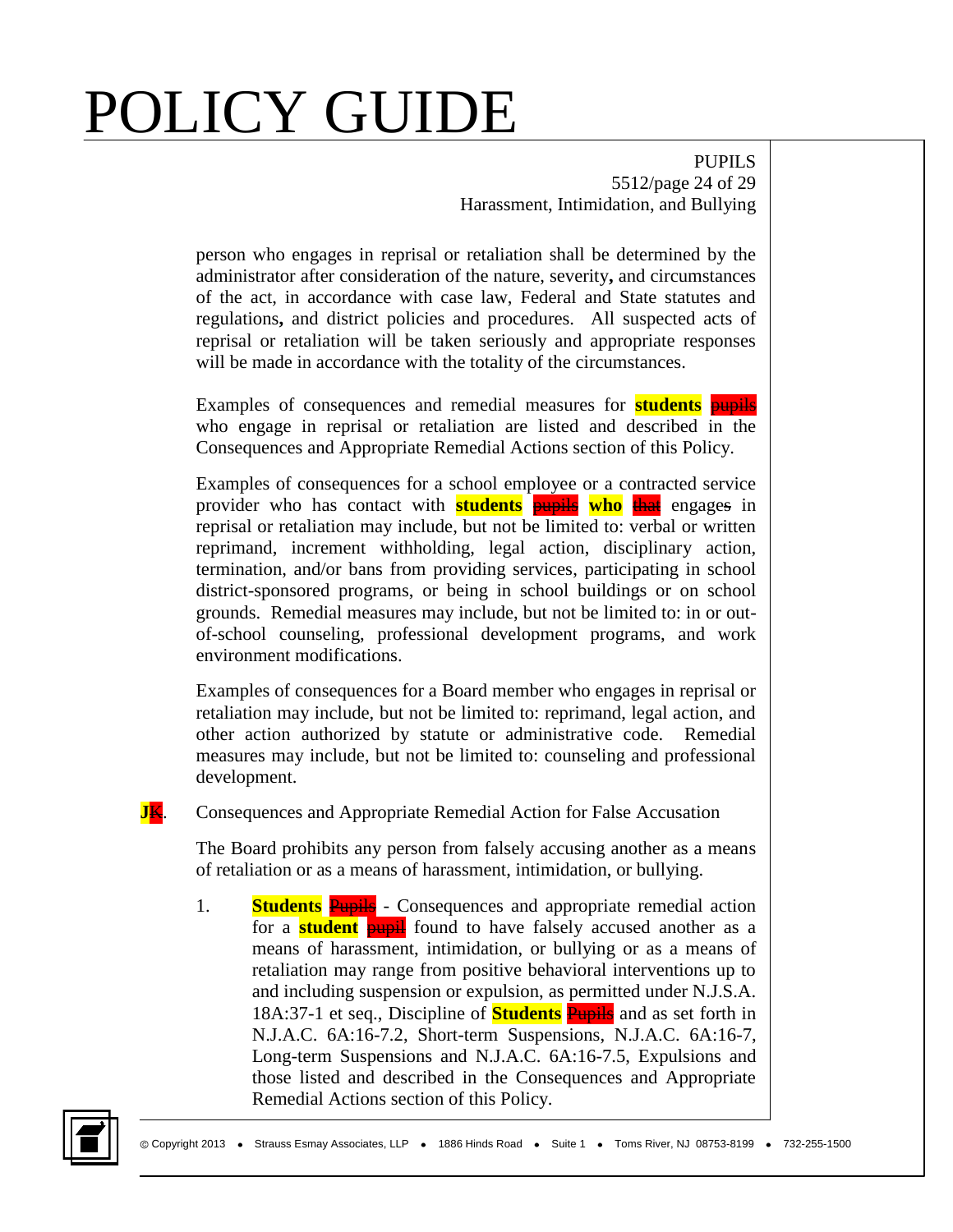person who engages in reprisal or retaliation shall be determined by the administrator after consideration of the nature, severity, and circumstances of the act, in accordance with case law, Federal and State statutes and regulations, and district policies and procedures. All suspected acts of reprisal or retaliation will be taken seriously and appropriate responses will be made in accordance with the totality of the circumstances.

Examples of consequences and remedial measures for **students** ~~pupils~~ who engage in reprisal or retaliation are listed and described in the Consequences and Appropriate Remedial Actions section of this Policy.

Examples of consequences for a school employee or a contracted service provider who has contact with **students** ~~pupils~~ **who** ~~that~~ engage~~s~~ in reprisal or retaliation may include, but not be limited to: verbal or written reprimand, increment withholding, legal action, disciplinary action, termination, and/or bans from providing services, participating in school district-sponsored programs, or being in school buildings or on school grounds. Remedial measures may include, but not be limited to: in or out-of-school counseling, professional development programs, and work environment modifications.

Examples of consequences for a Board member who engages in reprisal or retaliation may include, but not be limited to: reprimand, legal action, and other action authorized by statute or administrative code. Remedial measures may include, but not be limited to: counseling and professional development.

**J**~~K~~. Consequences and Appropriate Remedial Action for False Accusation

The Board prohibits any person from falsely accusing another as a means of retaliation or as a means of harassment, intimidation, or bullying.

1. **Students** ~~Pupils~~ - Consequences and appropriate remedial action for a **student** ~~pupil~~ found to have falsely accused another as a means of harassment, intimidation, or bullying or as a means of retaliation may range from positive behavioral interventions up to and including suspension or expulsion, as permitted under N.J.S.A. 18A:37-1 et seq., Discipline of **Students** ~~Pupils~~ and as set forth in N.J.A.C. 6A:16-7.2, Short-term Suspensions, N.J.A.C. 6A:16-7, Long-term Suspensions and N.J.A.C. 6A:16-7.5, Expulsions and those listed and described in the Consequences and Appropriate Remedial Actions section of this Policy.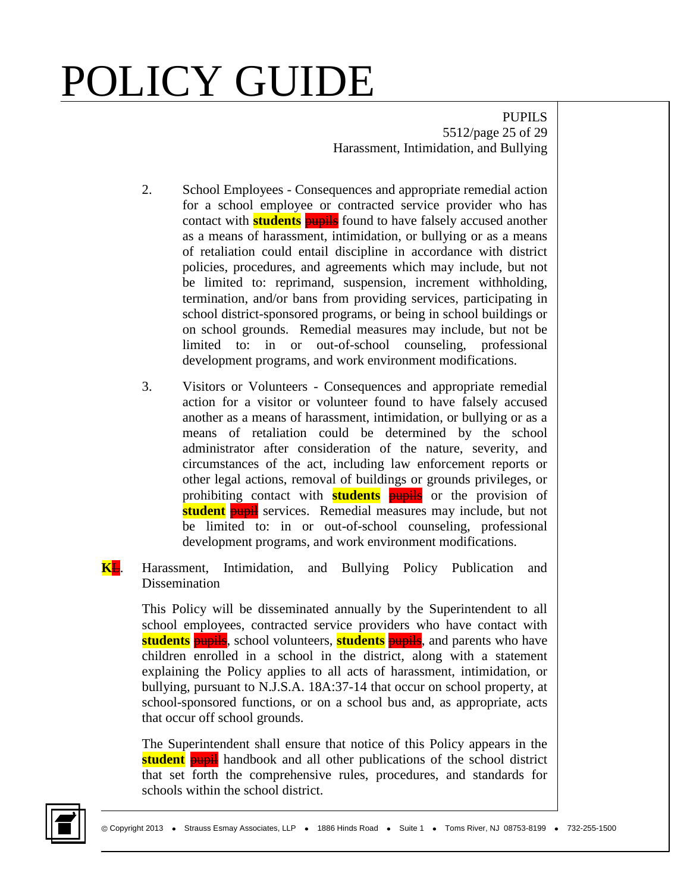2. School Employees - Consequences and appropriate remedial action for a school employee or contracted service provider who has contact with **students** ~~pupils~~ found to have falsely accused another as a means of harassment, intimidation, or bullying or as a means of retaliation could entail discipline in accordance with district policies, procedures, and agreements which may include, but not be limited to: reprimand, suspension, increment withholding, termination, and/or bans from providing services, participating in school district-sponsored programs, or being in school buildings or on school grounds. Remedial measures may include, but not be limited to: in or out-of-school counseling, professional development programs, and work environment modifications.

3. Visitors or Volunteers - Consequences and appropriate remedial action for a visitor or volunteer found to have falsely accused another as a means of harassment, intimidation, or bullying or as a means of retaliation could be determined by the school administrator after consideration of the nature, severity, and circumstances of the act, including law enforcement reports or other legal actions, removal of buildings or grounds privileges, or prohibiting contact with **students** ~~pupils~~ or the provision of **student** ~~pupil~~ services. Remedial measures may include, but not be limited to: in or out-of-school counseling, professional development programs, and work environment modifications.

**K**~~L~~. Harassment, Intimidation, and Bullying Policy Publication and Dissemination

This Policy will be disseminated annually by the Superintendent to all school employees, contracted service providers who have contact with **students** ~~pupils~~, school volunteers, **students** ~~pupils~~, and parents who have children enrolled in a school in the district, along with a statement explaining the Policy applies to all acts of harassment, intimidation, or bullying, pursuant to N.J.S.A. 18A:37-14 that occur on school property, at school-sponsored functions, or on a school bus and, as appropriate, acts that occur off school grounds.

The Superintendent shall ensure that notice of this Policy appears in the **student** ~~pupil~~ handbook and all other publications of the school district that set forth the comprehensive rules, procedures, and standards for schools within the school district.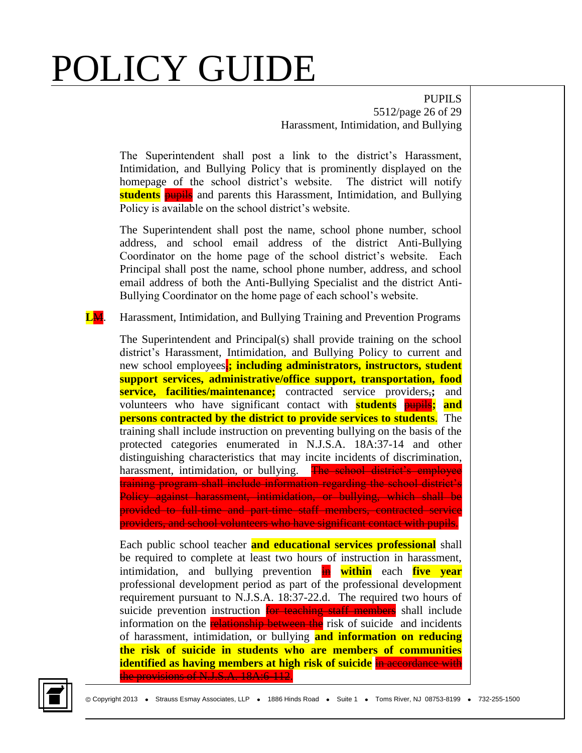The Superintendent shall post a link to the district's Harassment, Intimidation, and Bullying Policy that is prominently displayed on the homepage of the school district's website. The district will notify **students** ~~pupils~~ and parents this Harassment, Intimidation, and Bullying Policy is available on the school district's website.

The Superintendent shall post the name, school phone number, school address, and school email address of the district Anti-Bullying Coordinator on the home page of the school district's website. Each Principal shall post the name, school phone number, address, and school email address of both the Anti-Bullying Specialist and the district Anti-Bullying Coordinator on the home page of each school's website.

**L**~~M~~. Harassment, Intimidation, and Bullying Training and Prevention Programs

The Superintendent and Principal(s) shall provide training on the school district's Harassment, Intimidation, and Bullying Policy to current and new school employees~~,~~**; including administrators, instructors, student support services, administrative/office support, transportation, food service, facilities/maintenance;** contracted service providers~~,~~**;** and volunteers who have significant contact with **students** ~~pupils~~**; and persons contracted by the district to provide services to students**. The training shall include instruction on preventing bullying on the basis of the protected categories enumerated in N.J.S.A. 18A:37-14 and other distinguishing characteristics that may incite incidents of discrimination, harassment, intimidation, or bullying. ~~The school district's employee training program shall include information regarding the school district's Policy against harassment, intimidation, or bullying, which shall be provided to full-time and part-time staff members, contracted service providers, and school volunteers who have significant contact with pupils.~~

Each public school teacher **and educational services professional** shall be required to complete at least two hours of instruction in harassment, intimidation, and bullying prevention ~~in~~ **within** each **five year** professional development period as part of the professional development requirement pursuant to N.J.S.A. 18:37-22.d. The required two hours of suicide prevention instruction ~~for teaching staff members~~ shall include information on the ~~relationship between the~~ risk of suicide and incidents of harassment, intimidation, or bullying **and information on reducing the risk of suicide in students who are members of communities identified as having members at high risk of suicide** ~~in accordance with the provisions of N.J.S.A. 18A:6-112~~.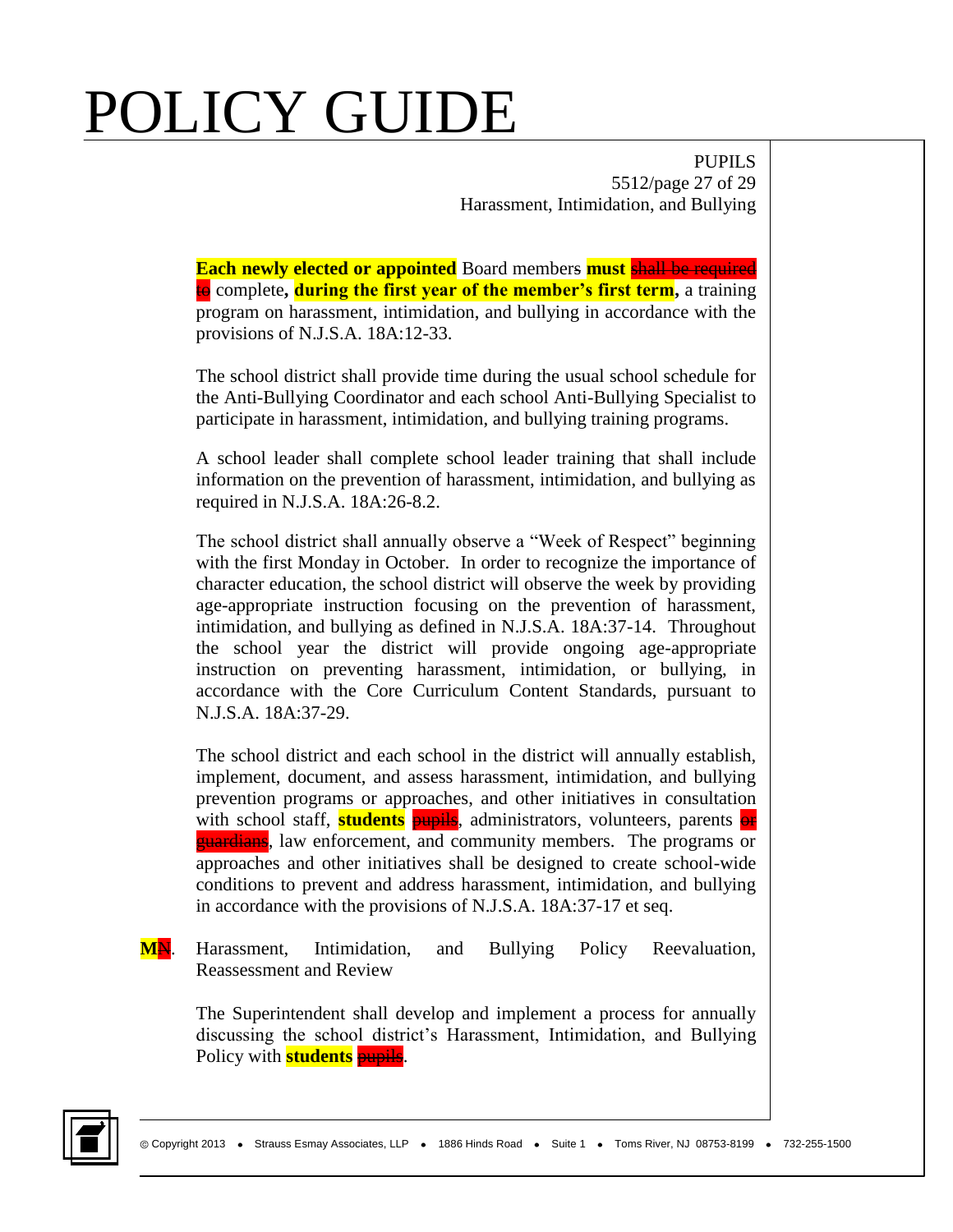**Each newly elected or appointed** Board members **must** ~~shall be required to~~ complete**, during the first year of the member's first term,** a training program on harassment, intimidation, and bullying in accordance with the provisions of N.J.S.A. 18A:12-33.

The school district shall provide time during the usual school schedule for the Anti-Bullying Coordinator and each school Anti-Bullying Specialist to participate in harassment, intimidation, and bullying training programs.

A school leader shall complete school leader training that shall include information on the prevention of harassment, intimidation, and bullying as required in N.J.S.A. 18A:26-8.2.

The school district shall annually observe a "Week of Respect" beginning with the first Monday in October. In order to recognize the importance of character education, the school district will observe the week by providing age-appropriate instruction focusing on the prevention of harassment, intimidation, and bullying as defined in N.J.S.A. 18A:37-14. Throughout the school year the district will provide ongoing age-appropriate instruction on preventing harassment, intimidation, or bullying, in accordance with the Core Curriculum Content Standards, pursuant to N.J.S.A. 18A:37-29.

The school district and each school in the district will annually establish, implement, document, and assess harassment, intimidation, and bullying prevention programs or approaches, and other initiatives in consultation with school staff, **students** ~~pupils~~, administrators, volunteers, parents ~~or guardians~~, law enforcement, and community members. The programs or approaches and other initiatives shall be designed to create school-wide conditions to prevent and address harassment, intimidation, and bullying in accordance with the provisions of N.J.S.A. 18A:37-17 et seq.

**M**~~N~~. Harassment, Intimidation, and Bullying Policy Reevaluation, Reassessment and Review

The Superintendent shall develop and implement a process for annually discussing the school district's Harassment, Intimidation, and Bullying Policy with **students** ~~pupils~~.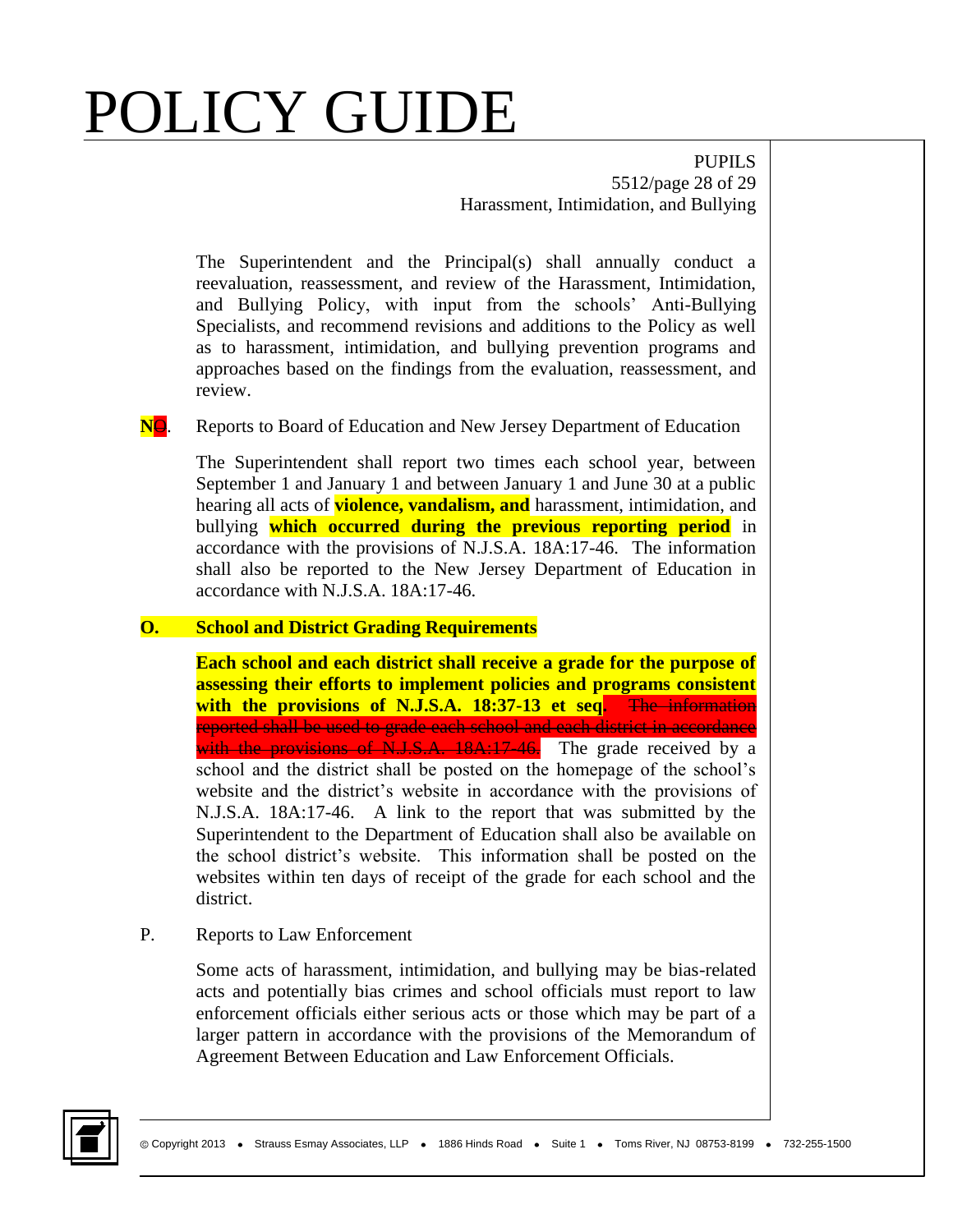The Superintendent and the Principal(s) shall annually conduct a reevaluation, reassessment, and review of the Harassment, Intimidation, and Bullying Policy, with input from the schools' Anti-Bullying Specialists, and recommend revisions and additions to the Policy as well as to harassment, intimidation, and bullying prevention programs and approaches based on the findings from the evaluation, reassessment, and review.

**N**~~O~~. Reports to Board of Education and New Jersey Department of Education

The Superintendent shall report two times each school year, between September 1 and January 1 and between January 1 and June 30 at a public hearing all acts of **violence, vandalism, and** harassment, intimidation, and bullying **which occurred during the previous reporting period** in accordance with the provisions of N.J.S.A. 18A:17-46. The information shall also be reported to the New Jersey Department of Education in accordance with N.J.S.A. 18A:17-46.

**O. School and District Grading Requirements**

**Each school and each district shall receive a grade for the purpose of assessing their efforts to implement policies and programs consistent with the provisions of N.J.S.A. 18:37-13 et seq**. ~~The information reported shall be used to grade each school and each district in accordance with the provisions of N.J.S.A. 18A:17-46.~~ The grade received by a school and the district shall be posted on the homepage of the school's website and the district's website in accordance with the provisions of N.J.S.A. 18A:17-46. A link to the report that was submitted by the Superintendent to the Department of Education shall also be available on the school district's website. This information shall be posted on the websites within ten days of receipt of the grade for each school and the district.

P. Reports to Law Enforcement

Some acts of harassment, intimidation, and bullying may be bias-related acts and potentially bias crimes and school officials must report to law enforcement officials either serious acts or those which may be part of a larger pattern in accordance with the provisions of the Memorandum of Agreement Between Education and Law Enforcement Officials.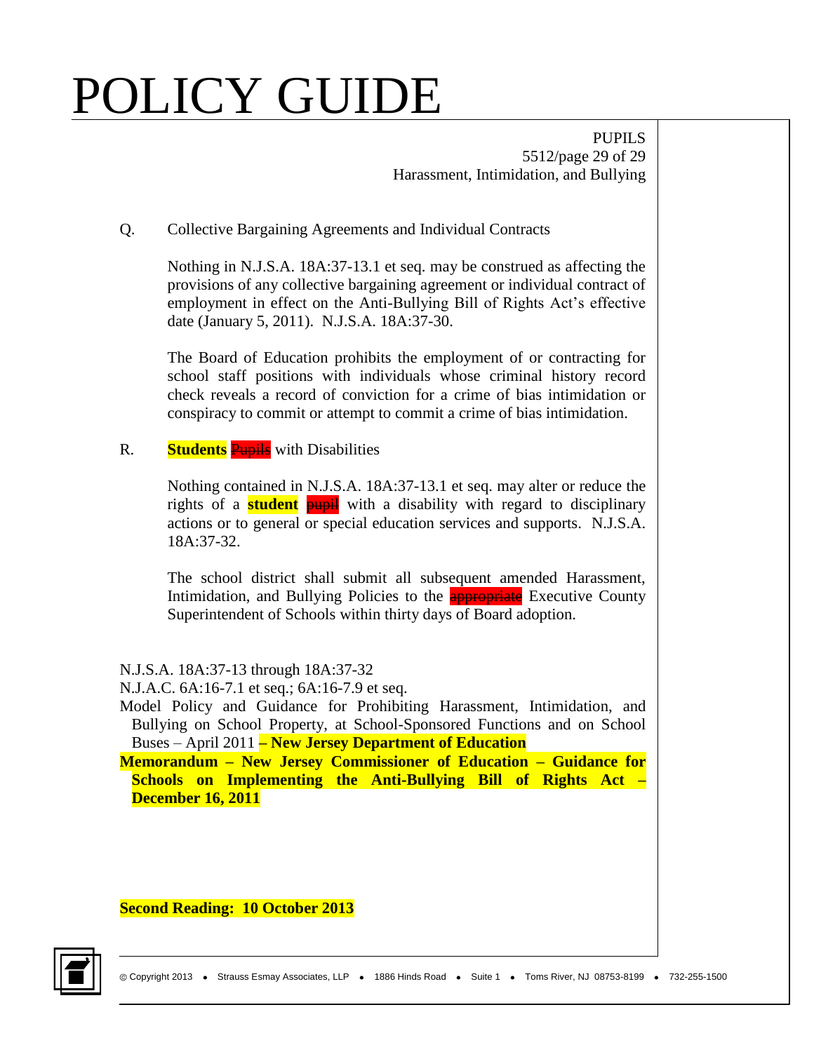Q. Collective Bargaining Agreements and Individual Contracts

Nothing in N.J.S.A. 18A:37-13.1 et seq. may be construed as affecting the provisions of any collective bargaining agreement or individual contract of employment in effect on the Anti-Bullying Bill of Rights Act's effective date (January 5, 2011). N.J.S.A. 18A:37-30.

The Board of Education prohibits the employment of or contracting for school staff positions with individuals whose criminal history record check reveals a record of conviction for a crime of bias intimidation or conspiracy to commit or attempt to commit a crime of bias intimidation.

R. **Students** ~~Pupils~~ with Disabilities

Nothing contained in N.J.S.A. 18A:37-13.1 et seq. may alter or reduce the rights of a **student** ~~pupil~~ with a disability with regard to disciplinary actions or to general or special education services and supports. N.J.S.A. 18A:37-32.

The school district shall submit all subsequent amended Harassment, Intimidation, and Bullying Policies to the ~~appropriate~~ Executive County Superintendent of Schools within thirty days of Board adoption.

N.J.S.A. 18A:37-13 through 18A:37-32

N.J.A.C. 6A:16-7.1 et seq.; 6A:16-7.9 et seq.

Model Policy and Guidance for Prohibiting Harassment, Intimidation, and Bullying on School Property, at School-Sponsored Functions and on School Buses – April 2011 **– New Jersey Department of Education**

**Memorandum – New Jersey Commissioner of Education – Guidance for Schools on Implementing the Anti-Bullying Bill of Rights Act – December 16, 2011**

**Second Reading: 10 October 2013**